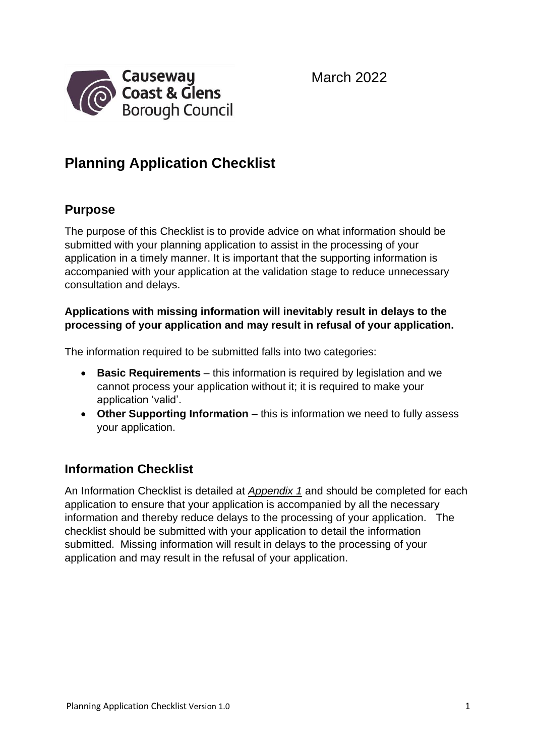Causeway Coast & Glens Borough Council

March 2022

# Planning Application Checklist

## Purpose

The purpose of this Checklist is to provide advice on what information should be submitted with your planning application to assist in the processing of your application in a timely manner. It is important that the supporting information is accompanied with your application at the validation stage to reduce unnecessary consultation and delays.

**Applications with missing information will inevitably result in delays to the processing of your application and may result in refusal of your application.**

The information required to be submitted falls into two categories:

- **Basic Requirements** – this information is required by legislation and we cannot process your application without it; it is required to make your application 'valid'.
- **Other Supporting Information** – this is information we need to fully assess your application.

## Information Checklist

An Information Checklist is detailed at ***Appendix 1*** and should be completed for each application to ensure that your application is accompanied by all the necessary information and thereby reduce delays to the processing of your application. The checklist should be submitted with your application to detail the information submitted. Missing information will result in delays to the processing of your application and may result in the refusal of your application.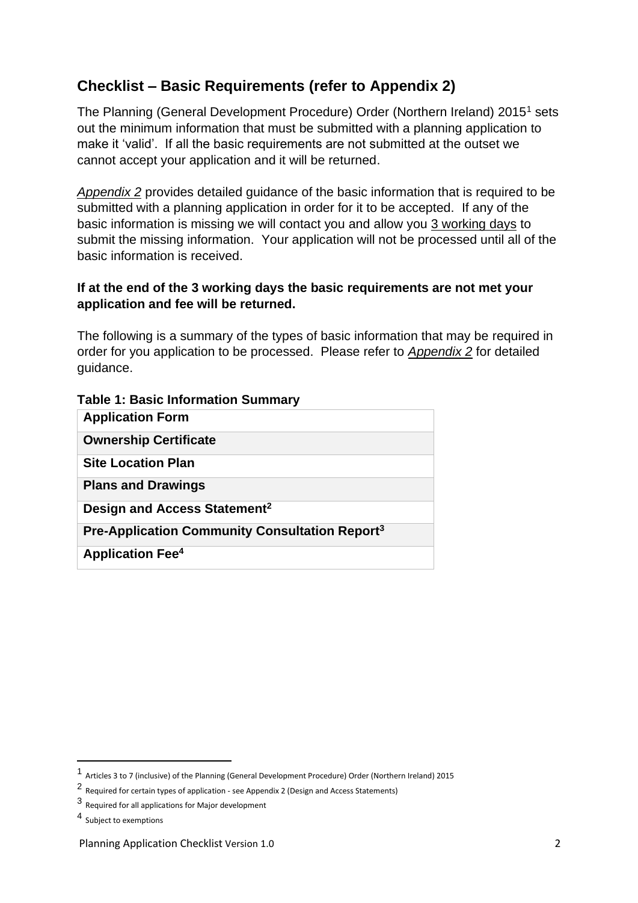## Checklist – Basic Requirements (refer to Appendix 2)

The Planning (General Development Procedure) Order (Northern Ireland) 2015[1] sets out the minimum information that must be submitted with a planning application to make it 'valid'. If all the basic requirements are not submitted at the outset we cannot accept your application and it will be returned.

*Appendix 2* provides detailed guidance of the basic information that is required to be submitted with a planning application in order for it to be accepted. If any of the basic information is missing we will contact you and allow you 3 working days to submit the missing information. Your application will not be processed until all of the basic information is received.

**If at the end of the 3 working days the basic requirements are not met your application and fee will be returned.**

The following is a summary of the types of basic information that may be required in order for you application to be processed. Please refer to *Appendix 2* for detailed guidance.

**Table 1: Basic Information Summary**

| **Application Form** |
|---|
| **Ownership Certificate** |
| **Site Location Plan** |
| **Plans and Drawings** |
| **Design and Access Statement[2]** |
| **Pre-Application Community Consultation Report[3]** |
| **Application Fee[4]** |

[1] Articles 3 to 7 (inclusive) of the Planning (General Development Procedure) Order (Northern Ireland) 2015

[2] Required for certain types of application - see Appendix 2 (Design and Access Statements)

[3] Required for all applications for Major development

[4] Subject to exemptions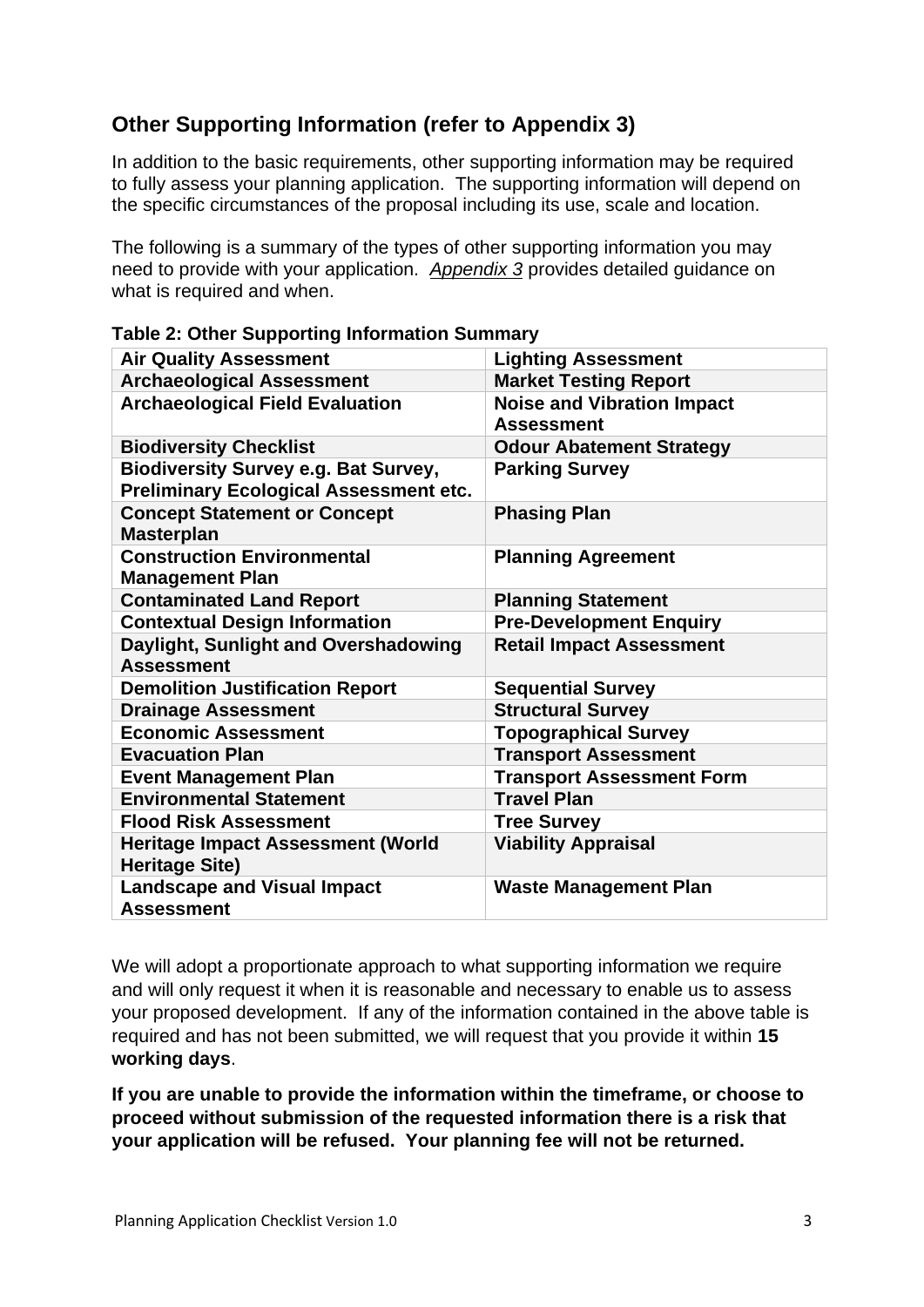## Other Supporting Information (refer to Appendix 3)

In addition to the basic requirements, other supporting information may be required to fully assess your planning application. The supporting information will depend on the specific circumstances of the proposal including its use, scale and location.

The following is a summary of the types of other supporting information you may need to provide with your application. *Appendix 3* provides detailed guidance on what is required and when.

**Table 2: Other Supporting Information Summary**

| | |
|---|---|
| **Air Quality Assessment** | **Lighting Assessment** |
| **Archaeological Assessment** | **Market Testing Report** |
| **Archaeological Field Evaluation** | **Noise and Vibration Impact Assessment** |
| **Biodiversity Checklist** | **Odour Abatement Strategy** |
| **Biodiversity Survey e.g. Bat Survey, Preliminary Ecological Assessment etc.** | **Parking Survey** |
| **Concept Statement or Concept Masterplan** | **Phasing Plan** |
| **Construction Environmental Management Plan** | **Planning Agreement** |
| **Contaminated Land Report** | **Planning Statement** |
| **Contextual Design Information** | **Pre-Development Enquiry** |
| **Daylight, Sunlight and Overshadowing Assessment** | **Retail Impact Assessment** |
| **Demolition Justification Report** | **Sequential Survey** |
| **Drainage Assessment** | **Structural Survey** |
| **Economic Assessment** | **Topographical Survey** |
| **Evacuation Plan** | **Transport Assessment** |
| **Event Management Plan** | **Transport Assessment Form** |
| **Environmental Statement** | **Travel Plan** |
| **Flood Risk Assessment** | **Tree Survey** |
| **Heritage Impact Assessment (World Heritage Site)** | **Viability Appraisal** |
| **Landscape and Visual Impact Assessment** | **Waste Management Plan** |

We will adopt a proportionate approach to what supporting information we require and will only request it when it is reasonable and necessary to enable us to assess your proposed development. If any of the information contained in the above table is required and has not been submitted, we will request that you provide it within **15 working days**.

**If you are unable to provide the information within the timeframe, or choose to proceed without submission of the requested information there is a risk that your application will be refused. Your planning fee will not be returned.**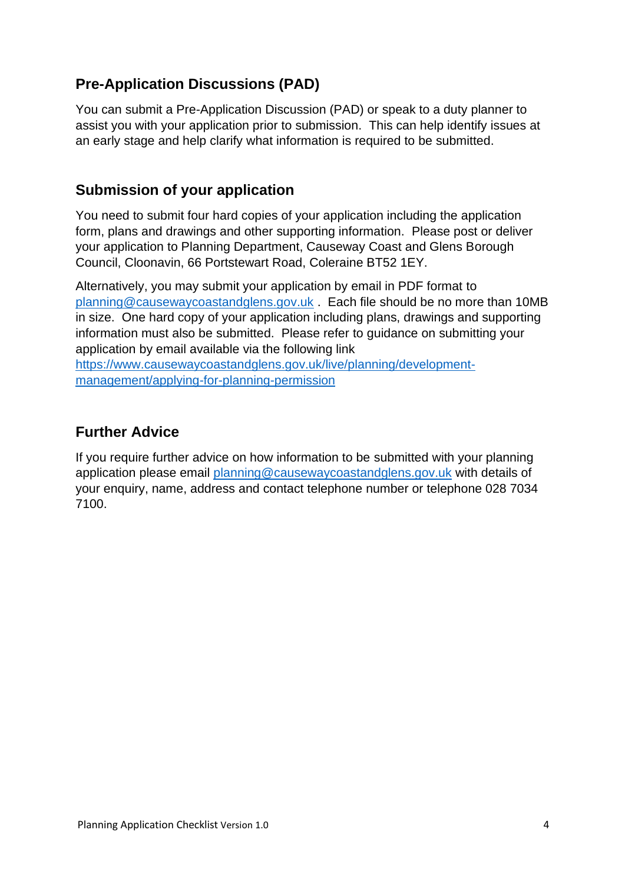## Pre-Application Discussions (PAD)

You can submit a Pre-Application Discussion (PAD) or speak to a duty planner to assist you with your application prior to submission. This can help identify issues at an early stage and help clarify what information is required to be submitted.

## Submission of your application

You need to submit four hard copies of your application including the application form, plans and drawings and other supporting information. Please post or deliver your application to Planning Department, Causeway Coast and Glens Borough Council, Cloonavin, 66 Portstewart Road, Coleraine BT52 1EY.

Alternatively, you may submit your application by email in PDF format to planning@causewaycoastandglens.gov.uk . Each file should be no more than 10MB in size. One hard copy of your application including plans, drawings and supporting information must also be submitted. Please refer to guidance on submitting your application by email available via the following link https://www.causewaycoastandglens.gov.uk/live/planning/development-management/applying-for-planning-permission

## Further Advice

If you require further advice on how information to be submitted with your planning application please email planning@causewaycoastandglens.gov.uk with details of your enquiry, name, address and contact telephone number or telephone 028 7034 7100.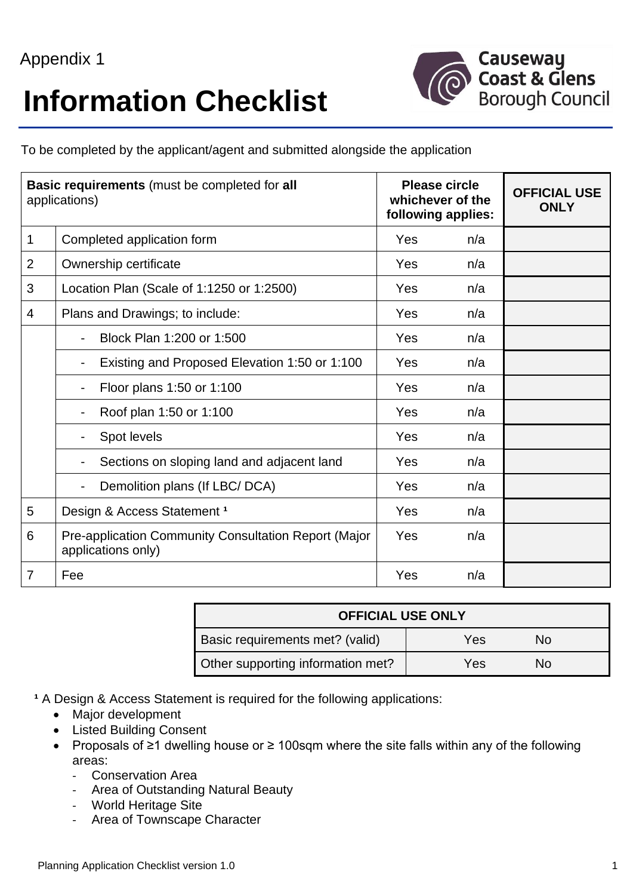Appendix 1

# Information Checklist

To be completed by the applicant/agent and submitted alongside the application

| **Basic requirements** (must be completed for **all** applications) | | **Please circle whichever of the following applies:** | | **OFFICIAL USE ONLY** |
|---|---|---|---|---|
| 1 | Completed application form | Yes | n/a | |
| 2 | Ownership certificate | Yes | n/a | |
| 3 | Location Plan (Scale of 1:1250 or 1:2500) | Yes | n/a | |
| 4 | Plans and Drawings; to include: | Yes | n/a | |
| | - Block Plan 1:200 or 1:500 | Yes | n/a | |
| | - Existing and Proposed Elevation 1:50 or 1:100 | Yes | n/a | |
| | - Floor plans 1:50 or 1:100 | Yes | n/a | |
| | - Roof plan 1:50 or 1:100 | Yes | n/a | |
| | - Spot levels | Yes | n/a | |
| | - Sections on sloping land and adjacent land | Yes | n/a | |
| | - Demolition plans (If LBC/ DCA) | Yes | n/a | |
| 5 | Design & Access Statement [1] | Yes | n/a | |
| 6 | Pre-application Community Consultation Report (Major applications only) | Yes | n/a | |
| 7 | Fee | Yes | n/a | |

| **OFFICIAL USE ONLY** | | |
|---|---|---|
| Basic requirements met? (valid) | Yes | No |
| Other supporting information met? | Yes | No |

[1] A Design & Access Statement is required for the following applications:

- Major development
- Listed Building Consent
- Proposals of ≥1 dwelling house or ≥ 100sqm where the site falls within any of the following areas:
  - Conservation Area
  - Area of Outstanding Natural Beauty
  - World Heritage Site
  - Area of Townscape Character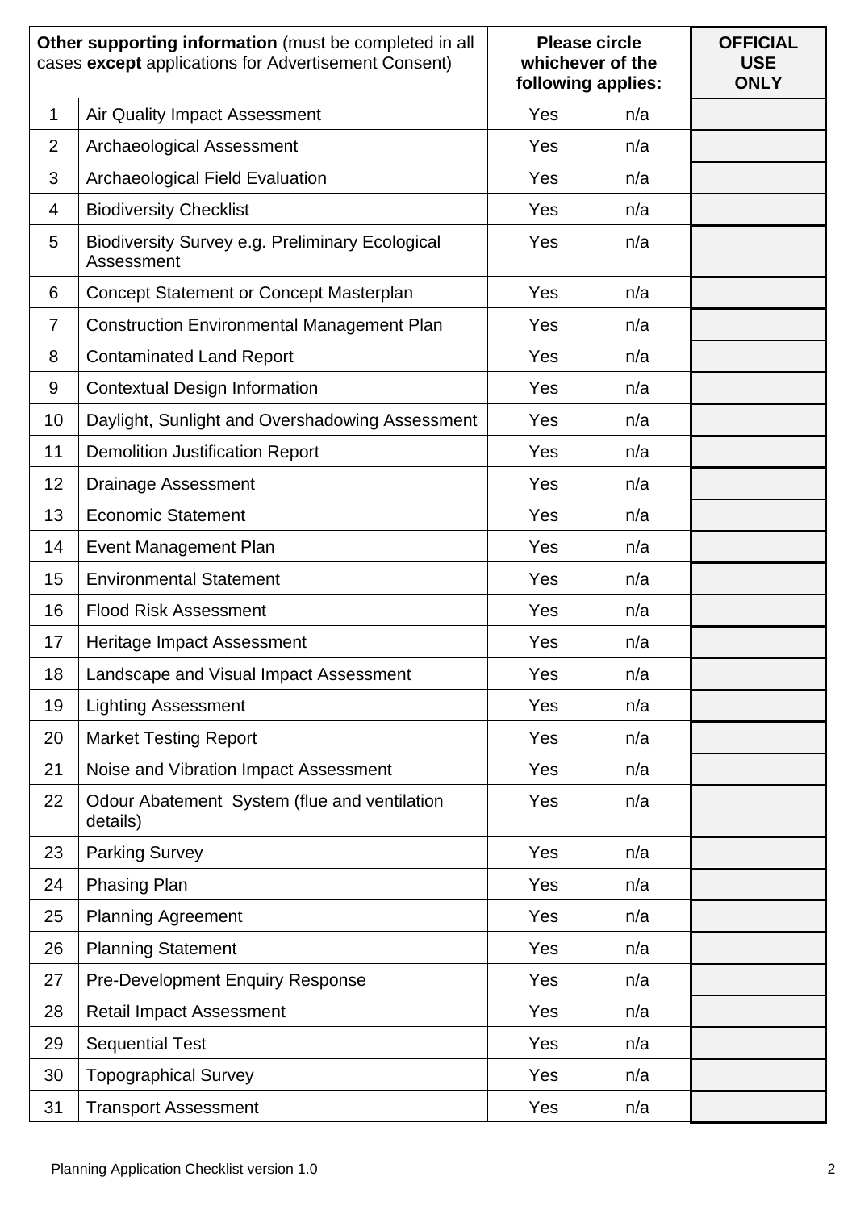| **Other supporting information** (must be completed in all cases **except** applications for Advertisement Consent) | | **Please circle whichever of the following applies:** | | **OFFICIAL USE ONLY** |
|---|---|---|---|---|
| 1 | Air Quality Impact Assessment | Yes | n/a | |
| 2 | Archaeological Assessment | Yes | n/a | |
| 3 | Archaeological Field Evaluation | Yes | n/a | |
| 4 | Biodiversity Checklist | Yes | n/a | |
| 5 | Biodiversity Survey e.g. Preliminary Ecological Assessment | Yes | n/a | |
| 6 | Concept Statement or Concept Masterplan | Yes | n/a | |
| 7 | Construction Environmental Management Plan | Yes | n/a | |
| 8 | Contaminated Land Report | Yes | n/a | |
| 9 | Contextual Design Information | Yes | n/a | |
| 10 | Daylight, Sunlight and Overshadowing Assessment | Yes | n/a | |
| 11 | Demolition Justification Report | Yes | n/a | |
| 12 | Drainage Assessment | Yes | n/a | |
| 13 | Economic Statement | Yes | n/a | |
| 14 | Event Management Plan | Yes | n/a | |
| 15 | Environmental Statement | Yes | n/a | |
| 16 | Flood Risk Assessment | Yes | n/a | |
| 17 | Heritage Impact Assessment | Yes | n/a | |
| 18 | Landscape and Visual Impact Assessment | Yes | n/a | |
| 19 | Lighting Assessment | Yes | n/a | |
| 20 | Market Testing Report | Yes | n/a | |
| 21 | Noise and Vibration Impact Assessment | Yes | n/a | |
| 22 | Odour Abatement System (flue and ventilation details) | Yes | n/a | |
| 23 | Parking Survey | Yes | n/a | |
| 24 | Phasing Plan | Yes | n/a | |
| 25 | Planning Agreement | Yes | n/a | |
| 26 | Planning Statement | Yes | n/a | |
| 27 | Pre-Development Enquiry Response | Yes | n/a | |
| 28 | Retail Impact Assessment | Yes | n/a | |
| 29 | Sequential Test | Yes | n/a | |
| 30 | Topographical Survey | Yes | n/a | |
| 31 | Transport Assessment | Yes | n/a | |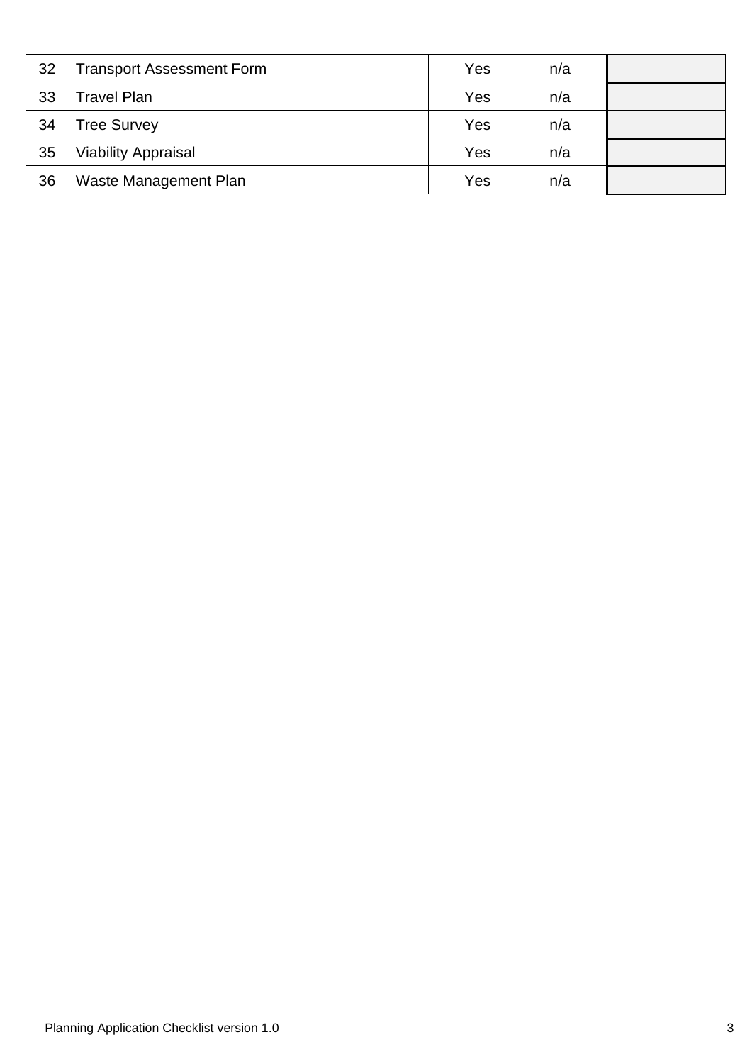| | | | | |
|---|---|---|---|---|
| 32 | Transport Assessment Form | Yes | n/a | |
| 33 | Travel Plan | Yes | n/a | |
| 34 | Tree Survey | Yes | n/a | |
| 35 | Viability Appraisal | Yes | n/a | |
| 36 | Waste Management Plan | Yes | n/a | |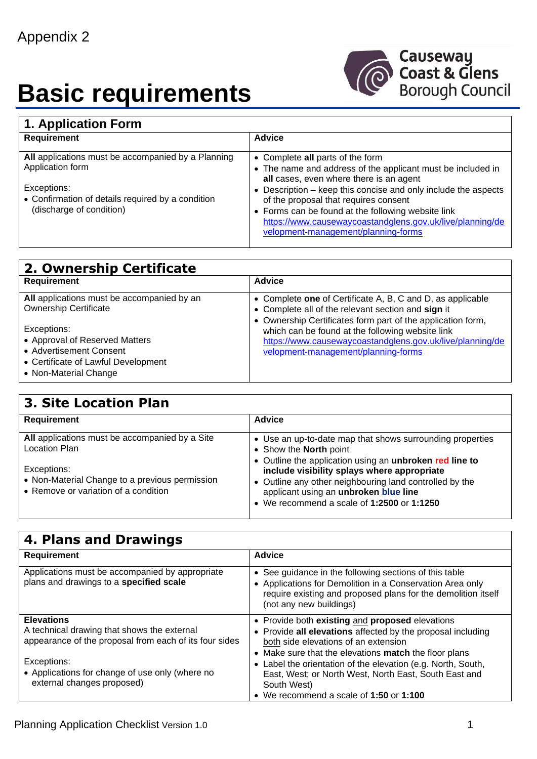Appendix 2

# Basic requirements

Causeway Coast & Glens Borough Council

## 1. Application Form

| Requirement | Advice |
|---|---|
| **All** applications must be accompanied by a Planning Application form<br><br>Exceptions:<br>• Confirmation of details required by a condition (discharge of condition) | • Complete **all** parts of the form<br>• The name and address of the applicant must be included in **all** cases, even where there is an agent<br>• Description – keep this concise and only include the aspects of the proposal that requires consent<br>• Forms can be found at the following website link https://www.causewaycoastandglens.gov.uk/live/planning/development-management/planning-forms |

## 2. Ownership Certificate

| Requirement | Advice |
|---|---|
| **All** applications must be accompanied by an Ownership Certificate<br><br>Exceptions:<br>• Approval of Reserved Matters<br>• Advertisement Consent<br>• Certificate of Lawful Development<br>• Non-Material Change | • Complete **one** of Certificate A, B, C and D, as applicable<br>• Complete all of the relevant section and **sign** it<br>• Ownership Certificates form part of the application form, which can be found at the following website link https://www.causewaycoastandglens.gov.uk/live/planning/development-management/planning-forms |

## 3. Site Location Plan

| Requirement | Advice |
|---|---|
| **All** applications must be accompanied by a Site Location Plan<br><br>Exceptions:<br>• Non-Material Change to a previous permission<br>• Remove or variation of a condition | • Use an up-to-date map that shows surrounding properties<br>• Show the **North** point<br>• Outline the application using an **unbroken red line to include visibility splays where appropriate**<br>• Outline any other neighbouring land controlled by the applicant using an **unbroken blue line**<br>• We recommend a scale of **1:2500** or **1:1250** |

## 4. Plans and Drawings

| Requirement | Advice |
|---|---|
| Applications must be accompanied by appropriate plans and drawings to a **specified scale** | • See guidance in the following sections of this table<br>• Applications for Demolition in a Conservation Area only require existing and proposed plans for the demolition itself (not any new buildings) |
| **Elevations**<br>A technical drawing that shows the external appearance of the proposal from each of its four sides<br><br>Exceptions:<br>• Applications for change of use only (where no external changes proposed) | • Provide both **existing** and **proposed** elevations<br>• Provide **all elevations** affected by the proposal including both side elevations of an extension<br>• Make sure that the elevations **match** the floor plans<br>• Label the orientation of the elevation (e.g. North, South, East, West; or North West, North East, South East and South West)<br>• We recommend a scale of **1:50** or **1:100** |

Planning Application Checklist Version 1.0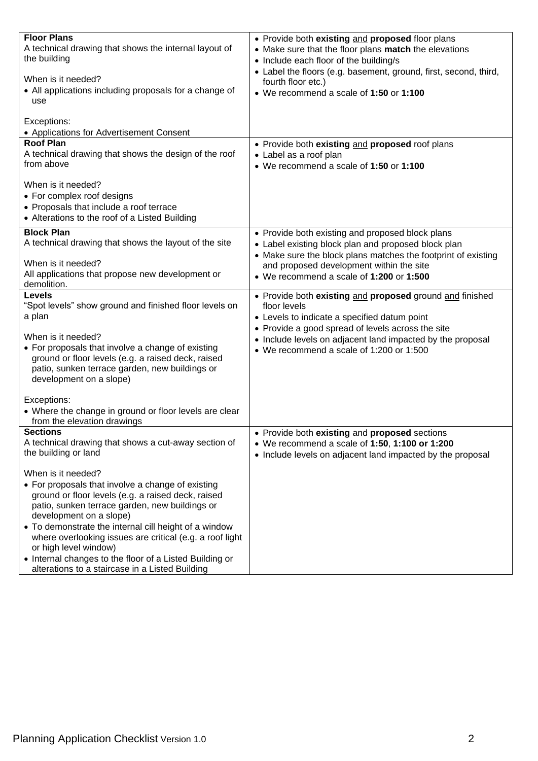| | |
|---|---|
| **Floor Plans**<br>A technical drawing that shows the internal layout of the building<br><br>When is it needed?<br>• All applications including proposals for a change of use<br><br>Exceptions:<br>• Applications for Advertisement Consent | • Provide both **existing** and **proposed** floor plans<br>• Make sure that the floor plans **match** the elevations<br>• Include each floor of the building/s<br>• Label the floors (e.g. basement, ground, first, second, third, fourth floor etc.)<br>• We recommend a scale of **1:50** or **1:100** |
| **Roof Plan**<br>A technical drawing that shows the design of the roof from above<br><br>When is it needed?<br>• For complex roof designs<br>• Proposals that include a roof terrace<br>• Alterations to the roof of a Listed Building | • Provide both **existing** and **proposed** roof plans<br>• Label as a roof plan<br>• We recommend a scale of **1:50** or **1:100** |
| **Block Plan**<br>A technical drawing that shows the layout of the site<br><br>When is it needed?<br>All applications that propose new development or demolition. | • Provide both existing and proposed block plans<br>• Label existing block plan and proposed block plan<br>• Make sure the block plans matches the footprint of existing and proposed development within the site<br>• We recommend a scale of **1:200** or **1:500** |
| **Levels**<br>"Spot levels" show ground and finished floor levels on a plan<br><br>When is it needed?<br>• For proposals that involve a change of existing ground or floor levels (e.g. a raised deck, raised patio, sunken terrace garden, new buildings or development on a slope)<br><br>Exceptions:<br>• Where the change in ground or floor levels are clear from the elevation drawings | • Provide both **existing** and **proposed** ground and finished floor levels<br>• Levels to indicate a specified datum point<br>• Provide a good spread of levels across the site<br>• Include levels on adjacent land impacted by the proposal<br>• We recommend a scale of 1:200 or 1:500 |
| **Sections**<br>A technical drawing that shows a cut-away section of the building or land<br><br>When is it needed?<br>• For proposals that involve a change of existing ground or floor levels (e.g. a raised deck, raised patio, sunken terrace garden, new buildings or development on a slope)<br>• To demonstrate the internal cill height of a window where overlooking issues are critical (e.g. a roof light or high level window)<br>• Internal changes to the floor of a Listed Building or alterations to a staircase in a Listed Building | • Provide both **existing** and **proposed** sections<br>• We recommend a scale of **1:50**, **1:100 or 1:200**<br>• Include levels on adjacent land impacted by the proposal |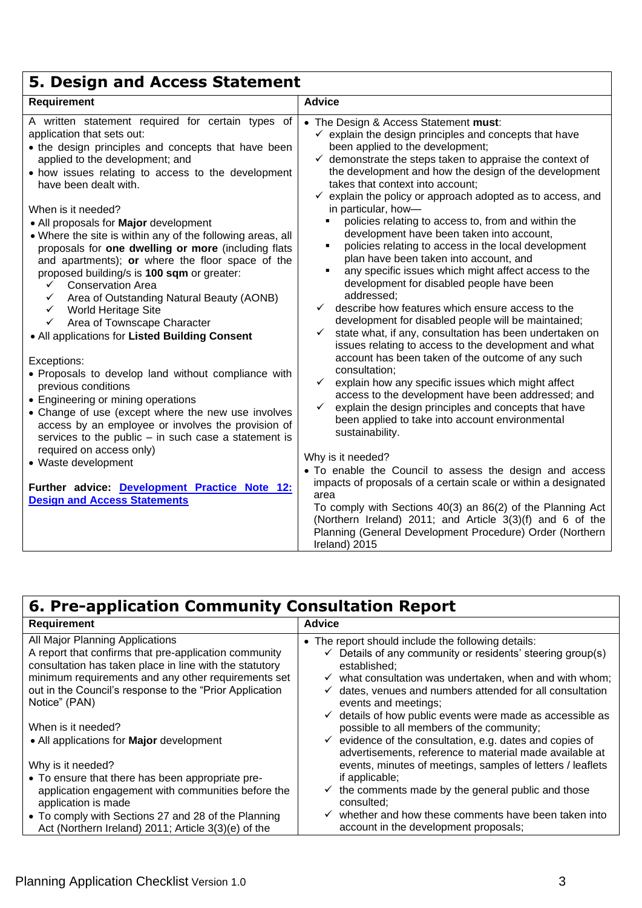## 5. Design and Access Statement

| Requirement | Advice |
|---|---|
| A written statement required for certain types of application that sets out:<br>• the design principles and concepts that have been applied to the development; and<br>• how issues relating to access to the development have been dealt with.<br><br>When is it needed?<br>• All proposals for **Major** development<br>• Where the site is within any of the following areas, all proposals for **one dwelling or more** (including flats and apartments); **or** where the floor space of the proposed building/s is **100 sqm** or greater:<br>✓ Conservation Area<br>✓ Area of Outstanding Natural Beauty (AONB)<br>✓ World Heritage Site<br>✓ Area of Townscape Character<br>• All applications for **Listed Building Consent**<br><br>Exceptions:<br>• Proposals to develop land without compliance with previous conditions<br>• Engineering or mining operations<br>• Change of use (except where the new use involves access by an employee or involves the provision of services to the public – in such case a statement is required on access only)<br>• Waste development<br><br>**Further advice: Development Practice Note 12: Design and Access Statements** | • The Design & Access Statement **must**:<br>✓ explain the design principles and concepts that have been applied to the development;<br>✓ demonstrate the steps taken to appraise the context of the development and how the design of the development takes that context into account;<br>✓ explain the policy or approach adopted as to access, and in particular, how—<br>▪ policies relating to access to, from and within the development have been taken into account,<br>▪ policies relating to access in the local development plan have been taken into account, and<br>▪ any specific issues which might affect access to the development for disabled people have been addressed;<br>✓ describe how features which ensure access to the development for disabled people will be maintained;<br>✓ state what, if any, consultation has been undertaken on issues relating to access to the development and what account has been taken of the outcome of any such consultation;<br>✓ explain how any specific issues which might affect access to the development have been addressed; and<br>✓ explain the design principles and concepts that have been applied to take into account environmental sustainability.<br><br>Why is it needed?<br>• To enable the Council to assess the design and access impacts of proposals of a certain scale or within a designated area<br>To comply with Sections 40(3) an 86(2) of the Planning Act (Northern Ireland) 2011; and Article 3(3)(f) and 6 of the Planning (General Development Procedure) Order (Northern Ireland) 2015 |

## 6. Pre-application Community Consultation Report

| Requirement | Advice |
|---|---|
| All Major Planning Applications<br>A report that confirms that pre-application community consultation has taken place in line with the statutory minimum requirements and any other requirements set out in the Council's response to the "Prior Application Notice" (PAN)<br><br>When is it needed?<br>• All applications for **Major** development<br><br>Why is it needed?<br>• To ensure that there has been appropriate pre-application engagement with communities before the application is made<br>• To comply with Sections 27 and 28 of the Planning Act (Northern Ireland) 2011; Article 3(3)(e) of the | • The report should include the following details:<br>✓ Details of any community or residents' steering group(s) established;<br>✓ what consultation was undertaken, when and with whom;<br>✓ dates, venues and numbers attended for all consultation events and meetings;<br>✓ details of how public events were made as accessible as possible to all members of the community;<br>✓ evidence of the consultation, e.g. dates and copies of advertisements, reference to material made available at events, minutes of meetings, samples of letters / leaflets if applicable;<br>✓ the comments made by the general public and those consulted;<br>✓ whether and how these comments have been taken into account in the development proposals; |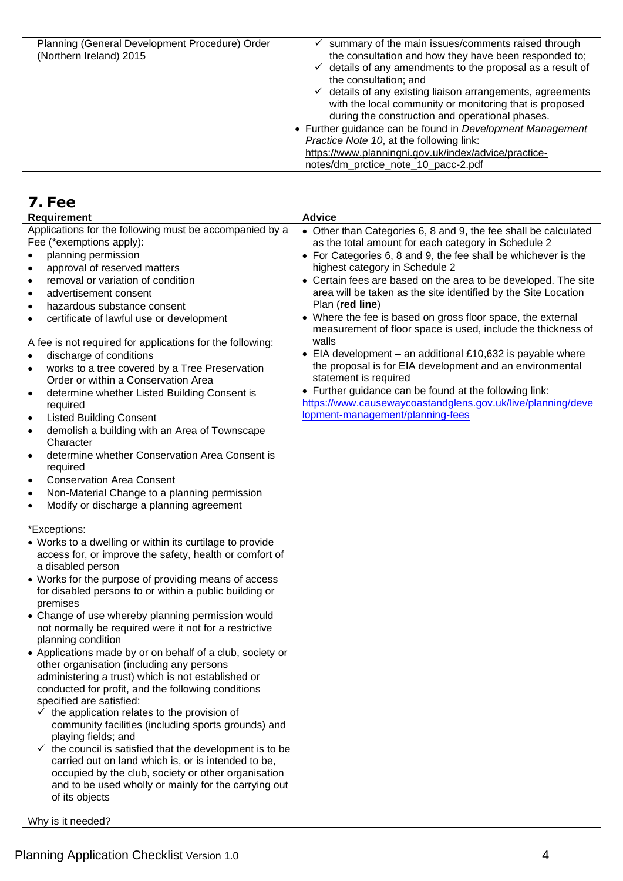| Planning (General Development Procedure) Order (Northern Ireland) 2015 | ✓ summary of the main issues/comments raised through the consultation and how they have been responded to;<br>✓ details of any amendments to the proposal as a result of the consultation; and<br>✓ details of any existing liaison arrangements, agreements with the local community or monitoring that is proposed during the construction and operational phases.<br>• Further guidance can be found in *Development Management Practice Note 10*, at the following link: https://www.planningni.gov.uk/index/advice/practice-notes/dm_prctice_note_10_pacc-2.pdf |
|---|---|

## 7. Fee

| Requirement | Advice |
|---|---|
| Applications for the following must be accompanied by a Fee (*exemptions apply):<br>• planning permission<br>• approval of reserved matters<br>• removal or variation of condition<br>• advertisement consent<br>• hazardous substance consent<br>• certificate of lawful use or development<br><br>A fee is not required for applications for the following:<br>• discharge of conditions<br>• works to a tree covered by a Tree Preservation Order or within a Conservation Area<br>• determine whether Listed Building Consent is required<br>• Listed Building Consent<br>• demolish a building with an Area of Townscape Character<br>• determine whether Conservation Area Consent is required<br>• Conservation Area Consent<br>• Non-Material Change to a planning permission<br>• Modify or discharge a planning agreement<br><br>*Exceptions:<br>• Works to a dwelling or within its curtilage to provide access for, or improve the safety, health or comfort of a disabled person<br>• Works for the purpose of providing means of access for disabled persons to or within a public building or premises<br>• Change of use whereby planning permission would not normally be required were it not for a restrictive planning condition<br>• Applications made by or on behalf of a club, society or other organisation (including any persons administering a trust) which is not established or conducted for profit, and the following conditions specified are satisfied:<br>✓ the application relates to the provision of community facilities (including sports grounds) and playing fields; and<br>✓ the council is satisfied that the development is to be carried out on land which is, or is intended to be, occupied by the club, society or other organisation and to be used wholly or mainly for the carrying out of its objects<br><br>Why is it needed? | • Other than Categories 6, 8 and 9, the fee shall be calculated as the total amount for each category in Schedule 2<br>• For Categories 6, 8 and 9, the fee shall be whichever is the highest category in Schedule 2<br>• Certain fees are based on the area to be developed. The site area will be taken as the site identified by the Site Location Plan (**red line**)<br>• Where the fee is based on gross floor space, the external measurement of floor space is used, include the thickness of walls<br>• EIA development – an additional £10,632 is payable where the proposal is for EIA development and an environmental statement is required<br>• Further guidance can be found at the following link: https://www.causewaycoastandglens.gov.uk/live/planning/development-management/planning-fees |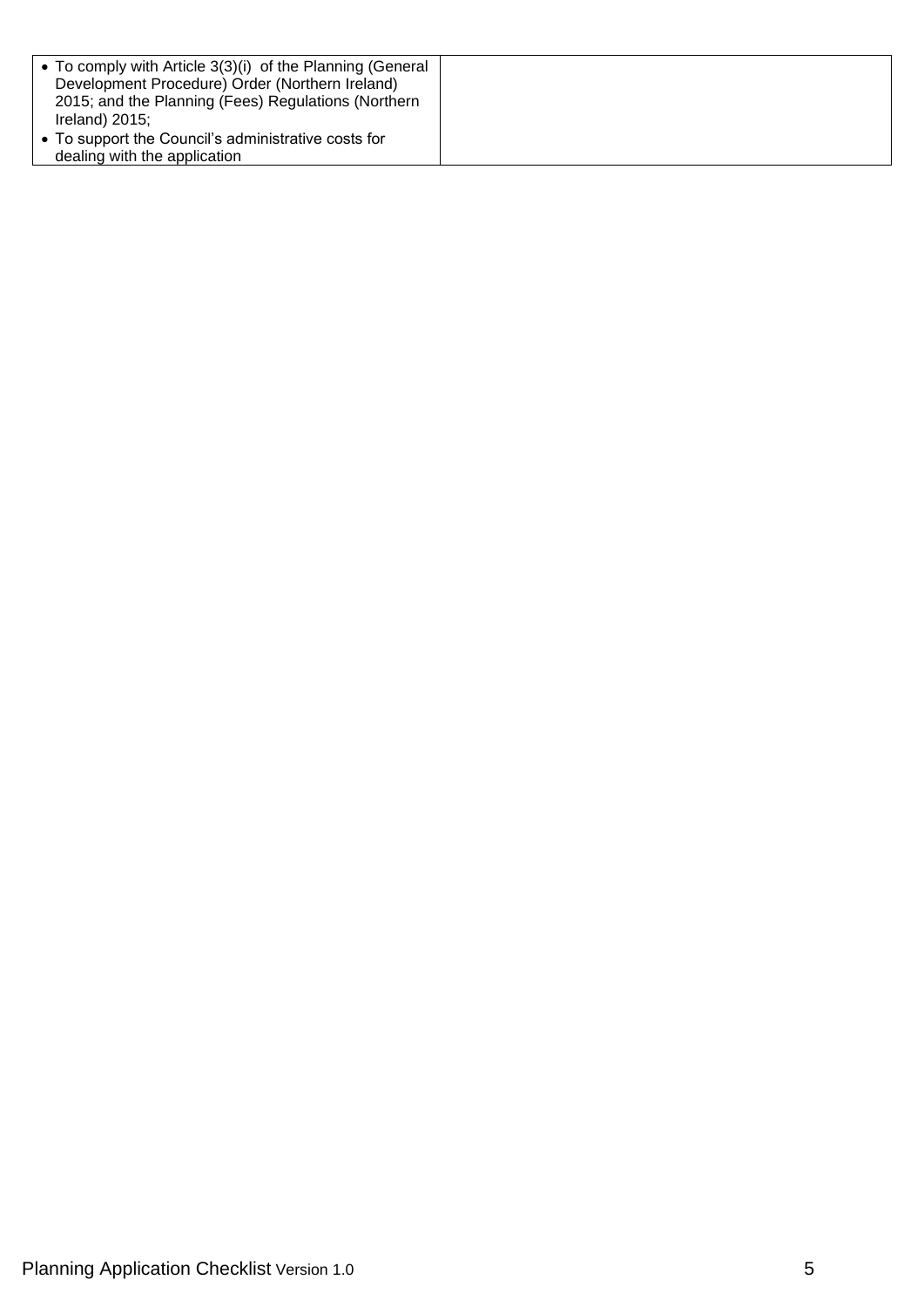| | |
|---|---|
| • To comply with Article 3(3)(i) of the Planning (General Development Procedure) Order (Northern Ireland) 2015; and the Planning (Fees) Regulations (Northern Ireland) 2015;<br>• To support the Council's administrative costs for dealing with the application | |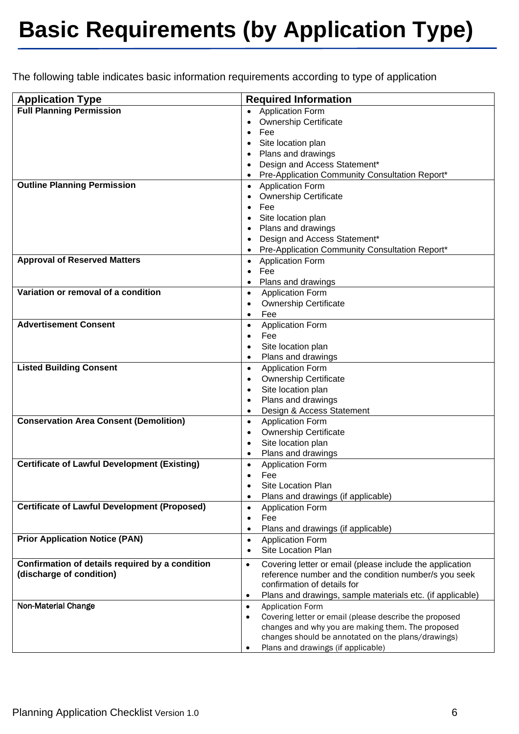# Basic Requirements (by Application Type)

The following table indicates basic information requirements according to type of application

| Application Type | Required Information |
|---|---|
| **Full Planning Permission** | • Application Form<br>• Ownership Certificate<br>• Fee<br>• Site location plan<br>• Plans and drawings<br>• Design and Access Statement*<br>• Pre-Application Community Consultation Report* |
| **Outline Planning Permission** | • Application Form<br>• Ownership Certificate<br>• Fee<br>• Site location plan<br>• Plans and drawings<br>• Design and Access Statement*<br>• Pre-Application Community Consultation Report* |
| **Approval of Reserved Matters** | • Application Form<br>• Fee<br>• Plans and drawings |
| **Variation or removal of a condition** | • Application Form<br>• Ownership Certificate<br>• Fee |
| **Advertisement Consent** | • Application Form<br>• Fee<br>• Site location plan<br>• Plans and drawings |
| **Listed Building Consent** | • Application Form<br>• Ownership Certificate<br>• Site location plan<br>• Plans and drawings<br>• Design & Access Statement |
| **Conservation Area Consent (Demolition)** | • Application Form<br>• Ownership Certificate<br>• Site location plan<br>• Plans and drawings |
| **Certificate of Lawful Development (Existing)** | • Application Form<br>• Fee<br>• Site Location Plan<br>• Plans and drawings (if applicable) |
| **Certificate of Lawful Development (Proposed)** | • Application Form<br>• Fee<br>• Plans and drawings (if applicable) |
| **Prior Application Notice (PAN)** | • Application Form<br>• Site Location Plan |
| **Confirmation of details required by a condition (discharge of condition)** | • Covering letter or email (please include the application reference number and the condition number/s you seek confirmation of details for<br>• Plans and drawings, sample materials etc. (if applicable) |
| **Non-Material Change** | • Application Form<br>• Covering letter or email (please describe the proposed changes and why you are making them. The proposed changes should be annotated on the plans/drawings)<br>• Plans and drawings (if applicable) |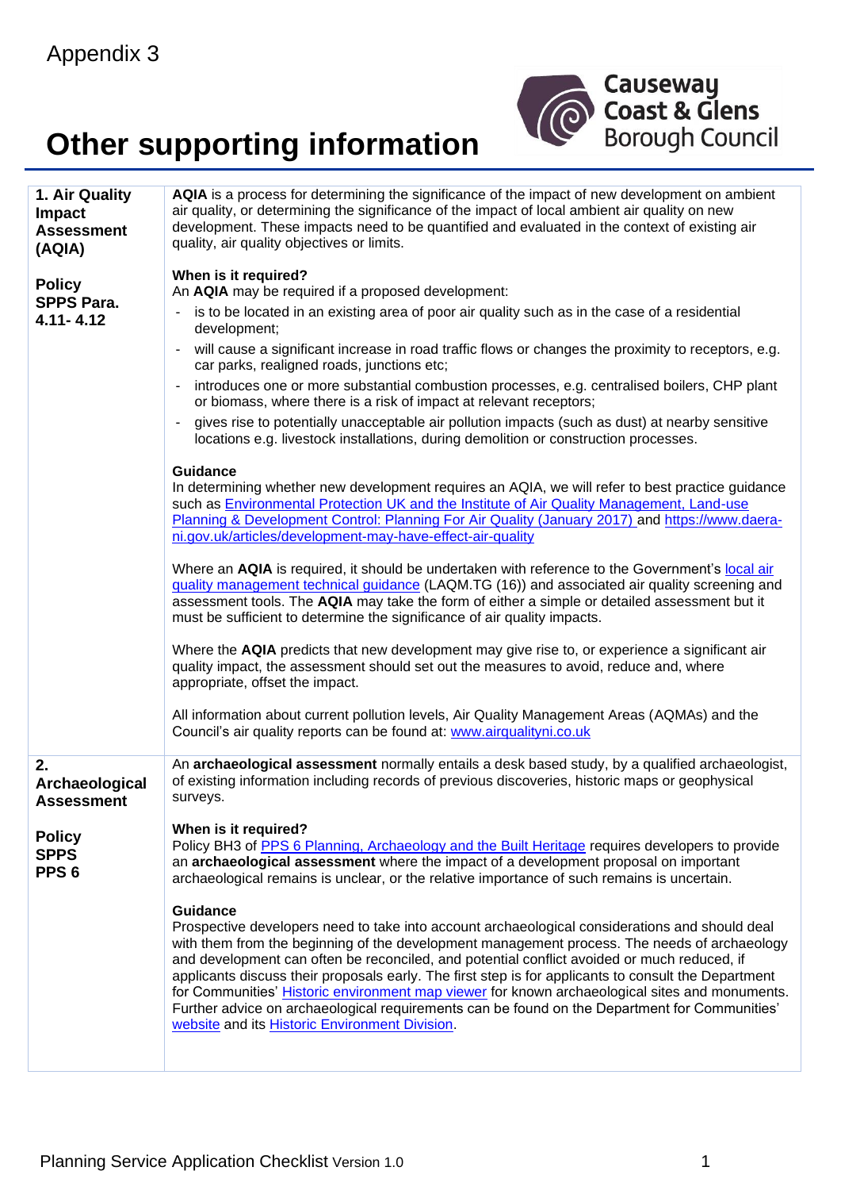Appendix 3

# Other supporting information

| | |
|---|---|
| **1. Air Quality Impact Assessment (AQIA)**<br><br>**Policy SPPS Para. 4.11- 4.12** | **AQIA** is a process for determining the significance of the impact of new development on ambient air quality, or determining the significance of the impact of local ambient air quality on new development. These impacts need to be quantified and evaluated in the context of existing air quality, air quality objectives or limits.<br><br>**When is it required?**<br>An **AQIA** may be required if a proposed development:<br>- is to be located in an existing area of poor air quality such as in the case of a residential development;<br>- will cause a significant increase in road traffic flows or changes the proximity to receptors, e.g. car parks, realigned roads, junctions etc;<br>- introduces one or more substantial combustion processes, e.g. centralised boilers, CHP plant or biomass, where there is a risk of impact at relevant receptors;<br>- gives rise to potentially unacceptable air pollution impacts (such as dust) at nearby sensitive locations e.g. livestock installations, during demolition or construction processes.<br><br>**Guidance**<br>In determining whether new development requires an AQIA, we will refer to best practice guidance such as Environmental Protection UK and the Institute of Air Quality Management, Land-use Planning & Development Control: Planning For Air Quality (January 2017) and https://www.daera-ni.gov.uk/articles/development-may-have-effect-air-quality<br><br>Where an **AQIA** is required, it should be undertaken with reference to the Government's local air quality management technical guidance (LAQM.TG (16)) and associated air quality screening and assessment tools. The **AQIA** may take the form of either a simple or detailed assessment but it must be sufficient to determine the significance of air quality impacts.<br><br>Where the **AQIA** predicts that new development may give rise to, or experience a significant air quality impact, the assessment should set out the measures to avoid, reduce and, where appropriate, offset the impact.<br><br>All information about current pollution levels, Air Quality Management Areas (AQMAs) and the Council's air quality reports can be found at: www.airqualityni.co.uk |
| **2. Archaeological Assessment**<br><br>**Policy SPPS PPS 6** | An **archaeological assessment** normally entails a desk based study, by a qualified archaeologist, of existing information including records of previous discoveries, historic maps or geophysical surveys.<br><br>**When is it required?**<br>Policy BH3 of PPS 6 Planning, Archaeology and the Built Heritage requires developers to provide an **archaeological assessment** where the impact of a development proposal on important archaeological remains is unclear, or the relative importance of such remains is uncertain.<br><br>**Guidance**<br>Prospective developers need to take into account archaeological considerations and should deal with them from the beginning of the development management process. The needs of archaeology and development can often be reconciled, and potential conflict avoided or much reduced, if applicants discuss their proposals early. The first step is for applicants to consult the Department for Communities' Historic environment map viewer for known archaeological sites and monuments. Further advice on archaeological requirements can be found on the Department for Communities' website and its Historic Environment Division. |

Planning Service Application Checklist Version 1.0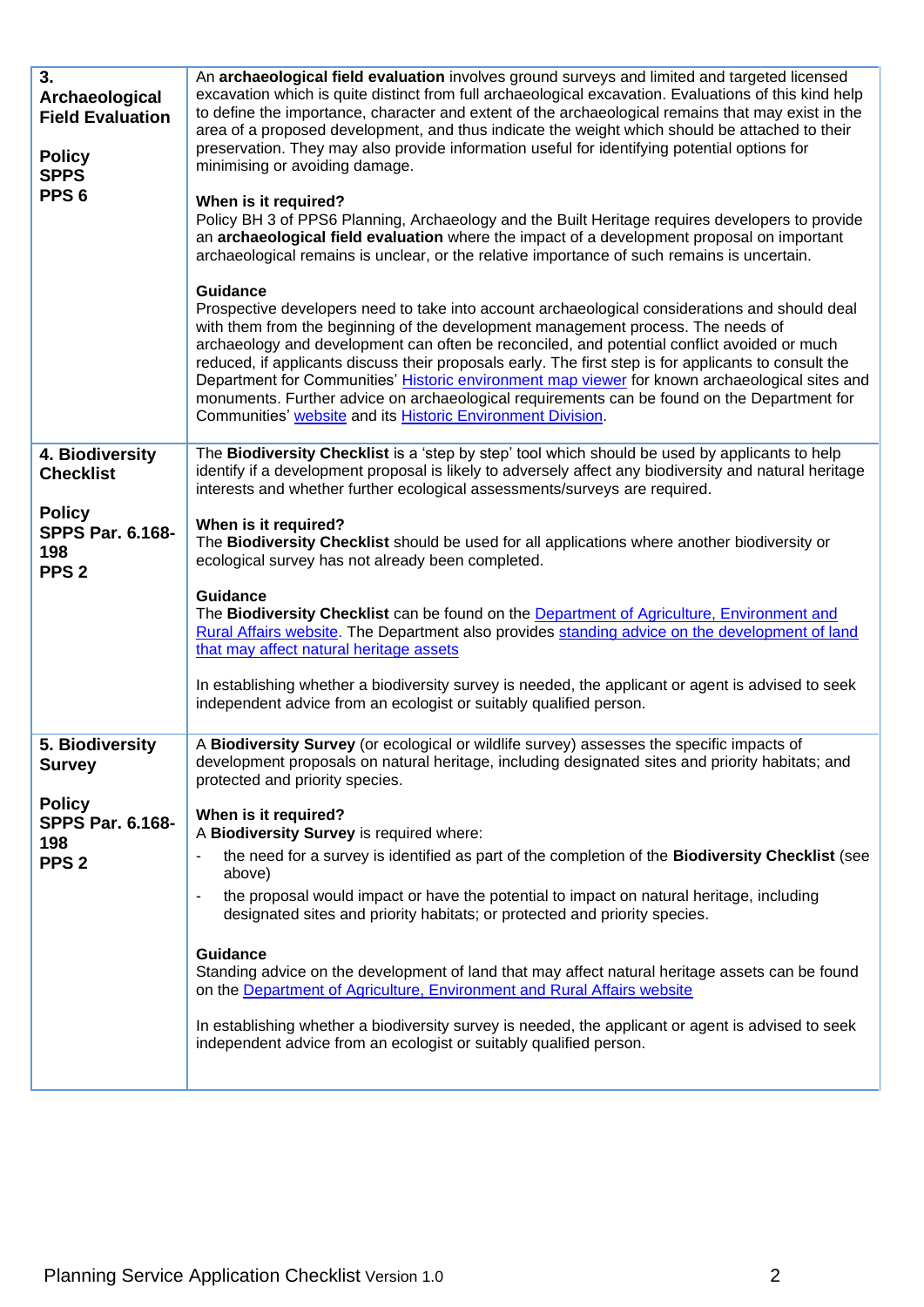| | |
|---|---|
| **3. Archaeological Field Evaluation**<br><br>**Policy**<br>**SPPS**<br>**PPS 6** | An **archaeological field evaluation** involves ground surveys and limited and targeted licensed excavation which is quite distinct from full archaeological excavation. Evaluations of this kind help to define the importance, character and extent of the archaeological remains that may exist in the area of a proposed development, and thus indicate the weight which should be attached to their preservation. They may also provide information useful for identifying potential options for minimising or avoiding damage.<br><br>**When is it required?**<br>Policy BH 3 of PPS6 Planning, Archaeology and the Built Heritage requires developers to provide an **archaeological field evaluation** where the impact of a development proposal on important archaeological remains is unclear, or the relative importance of such remains is uncertain.<br><br>**Guidance**<br>Prospective developers need to take into account archaeological considerations and should deal with them from the beginning of the development management process. The needs of archaeology and development can often be reconciled, and potential conflict avoided or much reduced, if applicants discuss their proposals early. The first step is for applicants to consult the Department for Communities' Historic environment map viewer for known archaeological sites and monuments. Further advice on archaeological requirements can be found on the Department for Communities' website and its Historic Environment Division. |
| **4. Biodiversity Checklist**<br><br>**Policy**<br>**SPPS Par. 6.168-198**<br>**PPS 2** | The **Biodiversity Checklist** is a 'step by step' tool which should be used by applicants to help identify if a development proposal is likely to adversely affect any biodiversity and natural heritage interests and whether further ecological assessments/surveys are required.<br><br>**When is it required?**<br>The **Biodiversity Checklist** should be used for all applications where another biodiversity or ecological survey has not already been completed.<br><br>**Guidance**<br>The **Biodiversity Checklist** can be found on the Department of Agriculture, Environment and Rural Affairs website. The Department also provides standing advice on the development of land that may affect natural heritage assets<br><br>In establishing whether a biodiversity survey is needed, the applicant or agent is advised to seek independent advice from an ecologist or suitably qualified person. |
| **5. Biodiversity Survey**<br><br>**Policy**<br>**SPPS Par. 6.168-198**<br>**PPS 2** | A **Biodiversity Survey** (or ecological or wildlife survey) assesses the specific impacts of development proposals on natural heritage, including designated sites and priority habitats; and protected and priority species.<br><br>**When is it required?**<br>A **Biodiversity Survey** is required where:<br>- the need for a survey is identified as part of the completion of the **Biodiversity Checklist** (see above)<br>- the proposal would impact or have the potential to impact on natural heritage, including designated sites and priority habitats; or protected and priority species.<br><br>**Guidance**<br>Standing advice on the development of land that may affect natural heritage assets can be found on the Department of Agriculture, Environment and Rural Affairs website<br><br>In establishing whether a biodiversity survey is needed, the applicant or agent is advised to seek independent advice from an ecologist or suitably qualified person. |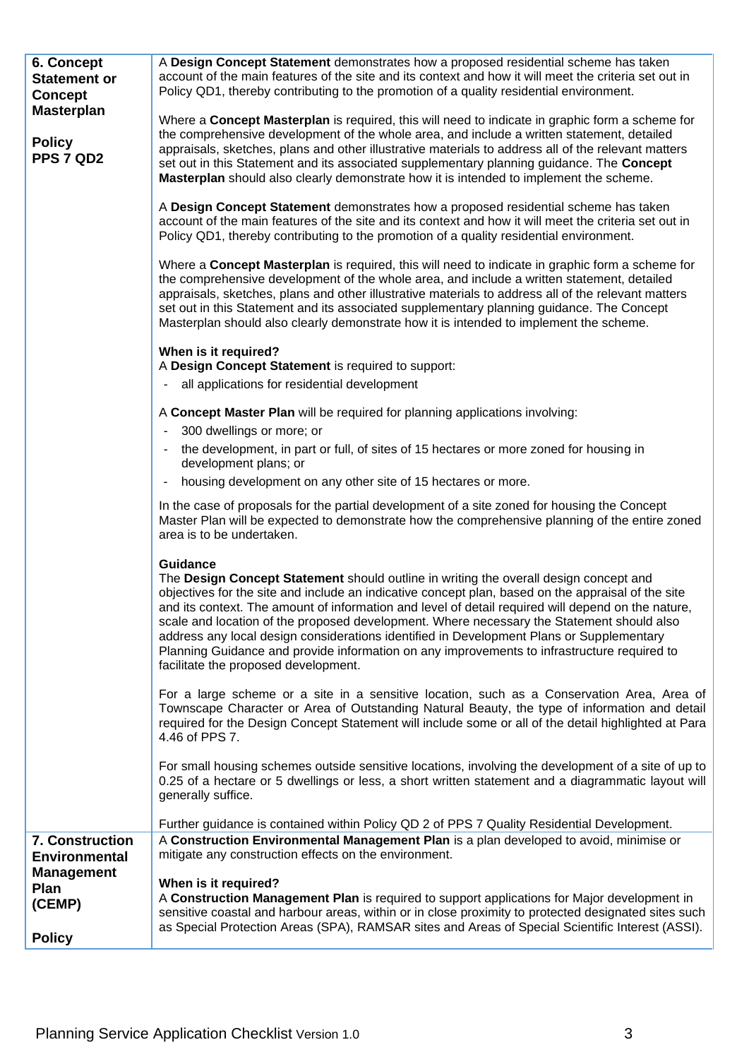| | |
|---|---|
| **6. Concept Statement or Concept Masterplan**<br><br>**Policy PPS 7 QD2** | A **Design Concept Statement** demonstrates how a proposed residential scheme has taken account of the main features of the site and its context and how it will meet the criteria set out in Policy QD1, thereby contributing to the promotion of a quality residential environment.<br><br>Where a **Concept Masterplan** is required, this will need to indicate in graphic form a scheme for the comprehensive development of the whole area, and include a written statement, detailed appraisals, sketches, plans and other illustrative materials to address all of the relevant matters set out in this Statement and its associated supplementary planning guidance. The **Concept Masterplan** should also clearly demonstrate how it is intended to implement the scheme.<br><br>A **Design Concept Statement** demonstrates how a proposed residential scheme has taken account of the main features of the site and its context and how it will meet the criteria set out in Policy QD1, thereby contributing to the promotion of a quality residential environment.<br><br>Where a **Concept Masterplan** is required, this will need to indicate in graphic form a scheme for the comprehensive development of the whole area, and include a written statement, detailed appraisals, sketches, plans and other illustrative materials to address all of the relevant matters set out in this Statement and its associated supplementary planning guidance. The Concept Masterplan should also clearly demonstrate how it is intended to implement the scheme.<br><br>**When is it required?**<br>A **Design Concept Statement** is required to support:<br>- all applications for residential development<br><br>A **Concept Master Plan** will be required for planning applications involving:<br>- 300 dwellings or more; or<br>- the development, in part or full, of sites of 15 hectares or more zoned for housing in development plans; or<br>- housing development on any other site of 15 hectares or more.<br><br>In the case of proposals for the partial development of a site zoned for housing the Concept Master Plan will be expected to demonstrate how the comprehensive planning of the entire zoned area is to be undertaken.<br><br>**Guidance**<br>The **Design Concept Statement** should outline in writing the overall design concept and objectives for the site and include an indicative concept plan, based on the appraisal of the site and its context. The amount of information and level of detail required will depend on the nature, scale and location of the proposed development. Where necessary the Statement should also address any local design considerations identified in Development Plans or Supplementary Planning Guidance and provide information on any improvements to infrastructure required to facilitate the proposed development.<br><br>For a large scheme or a site in a sensitive location, such as a Conservation Area, Area of Townscape Character or Area of Outstanding Natural Beauty, the type of information and detail required for the Design Concept Statement will include some or all of the detail highlighted at Para 4.46 of PPS 7.<br><br>For small housing schemes outside sensitive locations, involving the development of a site of up to 0.25 of a hectare or 5 dwellings or less, a short written statement and a diagrammatic layout will generally suffice.<br><br>Further guidance is contained within Policy QD 2 of PPS 7 Quality Residential Development. |
| **7. Construction Environmental Management Plan (CEMP)**<br><br>**Policy** | A **Construction Environmental Management Plan** is a plan developed to avoid, minimise or mitigate any construction effects on the environment.<br><br>**When is it required?**<br>A **Construction Management Plan** is required to support applications for Major development in sensitive coastal and harbour areas, within or in close proximity to protected designated sites such as Special Protection Areas (SPA), RAMSAR sites and Areas of Special Scientific Interest (ASSI). |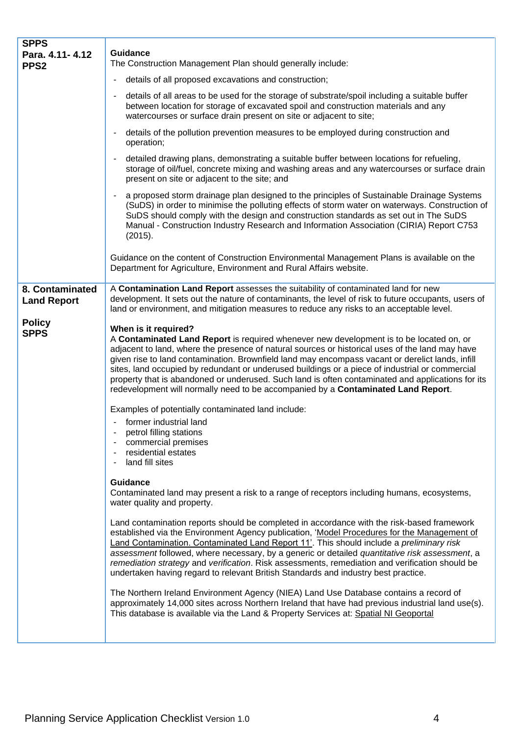| | |
|---|---|
| **SPPS Para. 4.11- 4.12 PPS2** | **Guidance**<br>The Construction Management Plan should generally include:<br>- details of all proposed excavations and construction;<br>- details of all areas to be used for the storage of substrate/spoil including a suitable buffer between location for storage of excavated spoil and construction materials and any watercourses or surface drain present on site or adjacent to site;<br>- details of the pollution prevention measures to be employed during construction and operation;<br>- detailed drawing plans, demonstrating a suitable buffer between locations for refueling, storage of oil/fuel, concrete mixing and washing areas and any watercourses or surface drain present on site or adjacent to the site; and<br>- a proposed storm drainage plan designed to the principles of Sustainable Drainage Systems (SuDS) in order to minimise the polluting effects of storm water on waterways. Construction of SuDS should comply with the design and construction standards as set out in The SuDS Manual - Construction Industry Research and Information Association (CIRIA) Report C753 (2015).<br><br>Guidance on the content of Construction Environmental Management Plans is available on the Department for Agriculture, Environment and Rural Affairs website. |
| **8. Contaminated Land Report**<br><br>**Policy SPPS** | A **Contamination Land Report** assesses the suitability of contaminated land for new development. It sets out the nature of contaminants, the level of risk to future occupants, users of land or environment, and mitigation measures to reduce any risks to an acceptable level.<br><br>**When is it required?**<br>A **Contaminated Land Report** is required whenever new development is to be located on, or adjacent to land, where the presence of natural sources or historical uses of the land may have given rise to land contamination. Brownfield land may encompass vacant or derelict lands, infill sites, land occupied by redundant or underused buildings or a piece of industrial or commercial property that is abandoned or underused. Such land is often contaminated and applications for its redevelopment will normally need to be accompanied by a **Contaminated Land Report**.<br><br>Examples of potentially contaminated land include:<br>- former industrial land<br>- petrol filling stations<br>- commercial premises<br>- residential estates<br>- land fill sites<br><br>**Guidance**<br>Contaminated land may present a risk to a range of receptors including humans, ecosystems, water quality and property.<br><br>Land contamination reports should be completed in accordance with the risk-based framework established via the Environment Agency publication, 'Model Procedures for the Management of Land Contamination. Contaminated Land Report 11'. This should include a *preliminary risk assessment* followed, where necessary, by a generic or detailed *quantitative risk assessment*, a *remediation strategy* and *verification*. Risk assessments, remediation and verification should be undertaken having regard to relevant British Standards and industry best practice.<br><br>The Northern Ireland Environment Agency (NIEA) Land Use Database contains a record of approximately 14,000 sites across Northern Ireland that have had previous industrial land use(s). This database is available via the Land & Property Services at: Spatial NI Geoportal |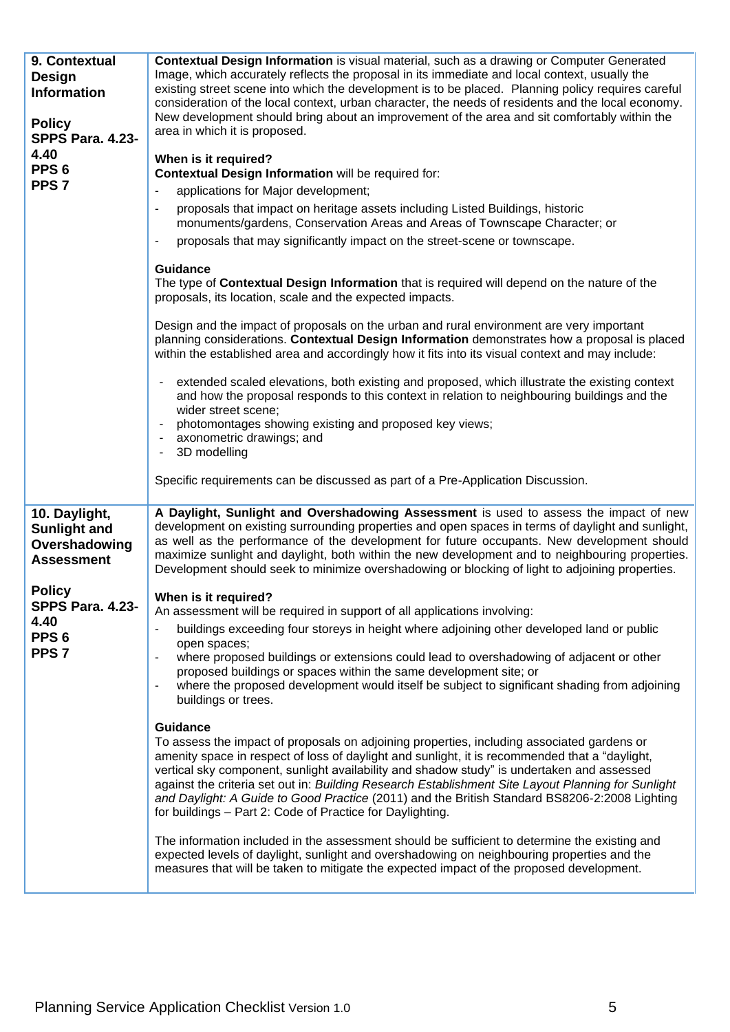| | |
|---|---|
| **9. Contextual Design Information**<br><br>**Policy**<br>**SPPS Para. 4.23-4.40**<br>**PPS 6**<br>**PPS 7** | **Contextual Design Information** is visual material, such as a drawing or Computer Generated Image, which accurately reflects the proposal in its immediate and local context, usually the existing street scene into which the development is to be placed. Planning policy requires careful consideration of the local context, urban character, the needs of residents and the local economy. New development should bring about an improvement of the area and sit comfortably within the area in which it is proposed.<br><br>**When is it required?**<br>**Contextual Design Information** will be required for:<br>- applications for Major development;<br>- proposals that impact on heritage assets including Listed Buildings, historic monuments/gardens, Conservation Areas and Areas of Townscape Character; or<br>- proposals that may significantly impact on the street-scene or townscape.<br><br>**Guidance**<br>The type of **Contextual Design Information** that is required will depend on the nature of the proposals, its location, scale and the expected impacts.<br><br>Design and the impact of proposals on the urban and rural environment are very important planning considerations. **Contextual Design Information** demonstrates how a proposal is placed within the established area and accordingly how it fits into its visual context and may include:<br><br>- extended scaled elevations, both existing and proposed, which illustrate the existing context and how the proposal responds to this context in relation to neighbouring buildings and the wider street scene;<br>- photomontages showing existing and proposed key views;<br>- axonometric drawings; and<br>- 3D modelling<br><br>Specific requirements can be discussed as part of a Pre-Application Discussion. |
| **10. Daylight, Sunlight and Overshadowing Assessment**<br><br>**Policy**<br>**SPPS Para. 4.23-4.40**<br>**PPS 6**<br>**PPS 7** | **A Daylight, Sunlight and Overshadowing Assessment** is used to assess the impact of new development on existing surrounding properties and open spaces in terms of daylight and sunlight, as well as the performance of the development for future occupants. New development should maximize sunlight and daylight, both within the new development and to neighbouring properties. Development should seek to minimize overshadowing or blocking of light to adjoining properties.<br><br>**When is it required?**<br>An assessment will be required in support of all applications involving:<br>- buildings exceeding four storeys in height where adjoining other developed land or public open spaces;<br>- where proposed buildings or extensions could lead to overshadowing of adjacent or other proposed buildings or spaces within the same development site; or<br>- where the proposed development would itself be subject to significant shading from adjoining buildings or trees.<br><br>**Guidance**<br>To assess the impact of proposals on adjoining properties, including associated gardens or amenity space in respect of loss of daylight and sunlight, it is recommended that a "daylight, vertical sky component, sunlight availability and shadow study" is undertaken and assessed against the criteria set out in: *Building Research Establishment Site Layout Planning for Sunlight and Daylight: A Guide to Good Practice* (2011) and the British Standard BS8206-2:2008 Lighting for buildings – Part 2: Code of Practice for Daylighting.<br><br>The information included in the assessment should be sufficient to determine the existing and expected levels of daylight, sunlight and overshadowing on neighbouring properties and the measures that will be taken to mitigate the expected impact of the proposed development. |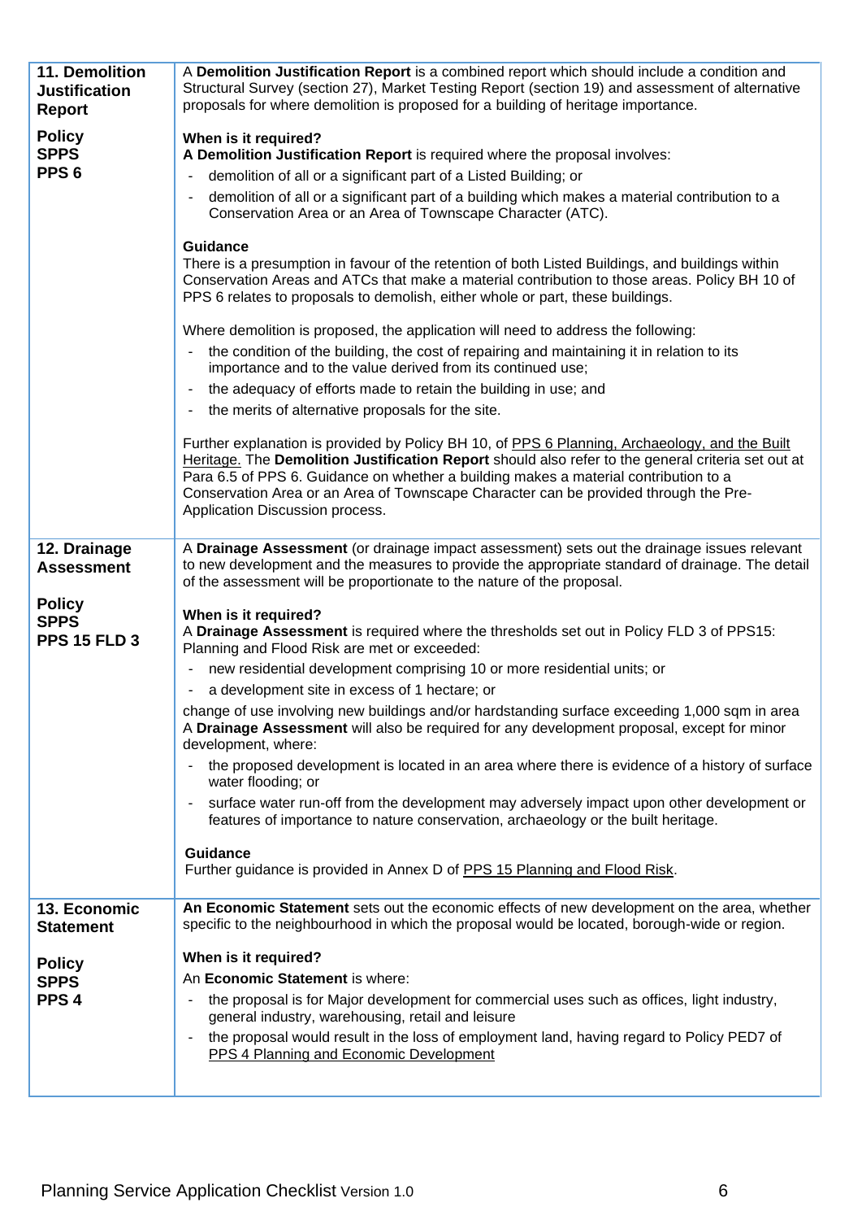| | |
|---|---|
| **11. Demolition Justification Report**<br><br>**Policy**<br>**SPPS**<br>**PPS 6** | A **Demolition Justification Report** is a combined report which should include a condition and Structural Survey (section 27), Market Testing Report (section 19) and assessment of alternative proposals for where demolition is proposed for a building of heritage importance.<br><br>**When is it required?**<br>**A Demolition Justification Report** is required where the proposal involves:<br>- demolition of all or a significant part of a Listed Building; or<br>- demolition of all or a significant part of a building which makes a material contribution to a Conservation Area or an Area of Townscape Character (ATC).<br><br>**Guidance**<br>There is a presumption in favour of the retention of both Listed Buildings, and buildings within Conservation Areas and ATCs that make a material contribution to those areas. Policy BH 10 of PPS 6 relates to proposals to demolish, either whole or part, these buildings.<br><br>Where demolition is proposed, the application will need to address the following:<br>- the condition of the building, the cost of repairing and maintaining it in relation to its importance and to the value derived from its continued use;<br>- the adequacy of efforts made to retain the building in use; and<br>- the merits of alternative proposals for the site.<br><br>Further explanation is provided by Policy BH 10, of PPS 6 Planning, Archaeology, and the Built Heritage. The **Demolition Justification Report** should also refer to the general criteria set out at Para 6.5 of PPS 6. Guidance on whether a building makes a material contribution to a Conservation Area or an Area of Townscape Character can be provided through the Pre-Application Discussion process. |
| **12. Drainage Assessment**<br><br>**Policy**<br>**SPPS**<br>**PPS 15 FLD 3** | A **Drainage Assessment** (or drainage impact assessment) sets out the drainage issues relevant to new development and the measures to provide the appropriate standard of drainage. The detail of the assessment will be proportionate to the nature of the proposal.<br><br>**When is it required?**<br>A **Drainage Assessment** is required where the thresholds set out in Policy FLD 3 of PPS15: Planning and Flood Risk are met or exceeded:<br>- new residential development comprising 10 or more residential units; or<br>- a development site in excess of 1 hectare; or<br><br>change of use involving new buildings and/or hardstanding surface exceeding 1,000 sqm in area<br>A **Drainage Assessment** will also be required for any development proposal, except for minor development, where:<br>- the proposed development is located in an area where there is evidence of a history of surface water flooding; or<br>- surface water run-off from the development may adversely impact upon other development or features of importance to nature conservation, archaeology or the built heritage.<br><br>**Guidance**<br>Further guidance is provided in Annex D of PPS 15 Planning and Flood Risk. |
| **13. Economic Statement**<br><br>**Policy**<br>**SPPS**<br>**PPS 4** | **An Economic Statement** sets out the economic effects of new development on the area, whether specific to the neighbourhood in which the proposal would be located, borough-wide or region.<br><br>**When is it required?**<br>An **Economic Statement** is where:<br>- the proposal is for Major development for commercial uses such as offices, light industry, general industry, warehousing, retail and leisure<br>- the proposal would result in the loss of employment land, having regard to Policy PED7 of PPS 4 Planning and Economic Development |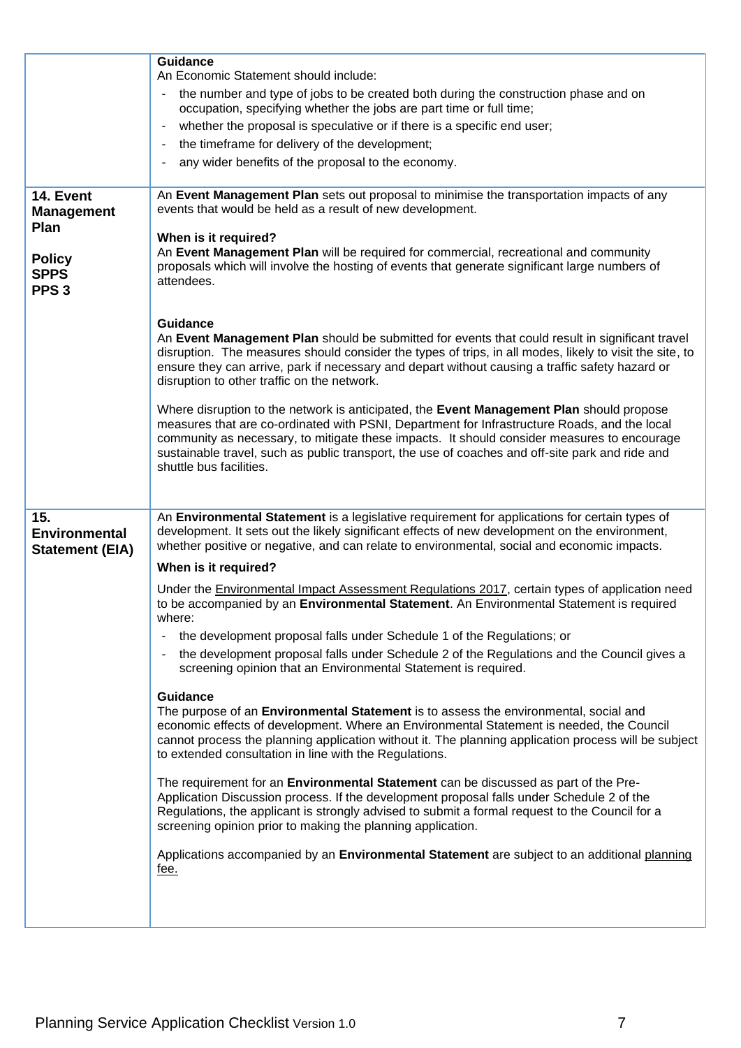| | |
|---|---|
| | **Guidance**<br>An Economic Statement should include:<br>- the number and type of jobs to be created both during the construction phase and on occupation, specifying whether the jobs are part time or full time;<br>- whether the proposal is speculative or if there is a specific end user;<br>- the timeframe for delivery of the development;<br>- any wider benefits of the proposal to the economy. |
| **14. Event Management Plan**<br><br>**Policy**<br>**SPPS**<br>**PPS 3** | An **Event Management Plan** sets out proposal to minimise the transportation impacts of any events that would be held as a result of new development.<br><br>**When is it required?**<br>An **Event Management Plan** will be required for commercial, recreational and community proposals which will involve the hosting of events that generate significant large numbers of attendees.<br><br>**Guidance**<br>An **Event Management Plan** should be submitted for events that could result in significant travel disruption. The measures should consider the types of trips, in all modes, likely to visit the site, to ensure they can arrive, park if necessary and depart without causing a traffic safety hazard or disruption to other traffic on the network.<br><br>Where disruption to the network is anticipated, the **Event Management Plan** should propose measures that are co-ordinated with PSNI, Department for Infrastructure Roads, and the local community as necessary, to mitigate these impacts. It should consider measures to encourage sustainable travel, such as public transport, the use of coaches and off-site park and ride and shuttle bus facilities. |
| **15. Environmental Statement (EIA)** | An **Environmental Statement** is a legislative requirement for applications for certain types of development. It sets out the likely significant effects of new development on the environment, whether positive or negative, and can relate to environmental, social and economic impacts.<br><br>**When is it required?**<br><br>Under the Environmental Impact Assessment Regulations 2017, certain types of application need to be accompanied by an **Environmental Statement**. An Environmental Statement is required where:<br>- the development proposal falls under Schedule 1 of the Regulations; or<br>- the development proposal falls under Schedule 2 of the Regulations and the Council gives a screening opinion that an Environmental Statement is required.<br><br>**Guidance**<br>The purpose of an **Environmental Statement** is to assess the environmental, social and economic effects of development. Where an Environmental Statement is needed, the Council cannot process the planning application without it. The planning application process will be subject to extended consultation in line with the Regulations.<br><br>The requirement for an **Environmental Statement** can be discussed as part of the Pre-Application Discussion process. If the development proposal falls under Schedule 2 of the Regulations, the applicant is strongly advised to submit a formal request to the Council for a screening opinion prior to making the planning application.<br><br>Applications accompanied by an **Environmental Statement** are subject to an additional planning fee. |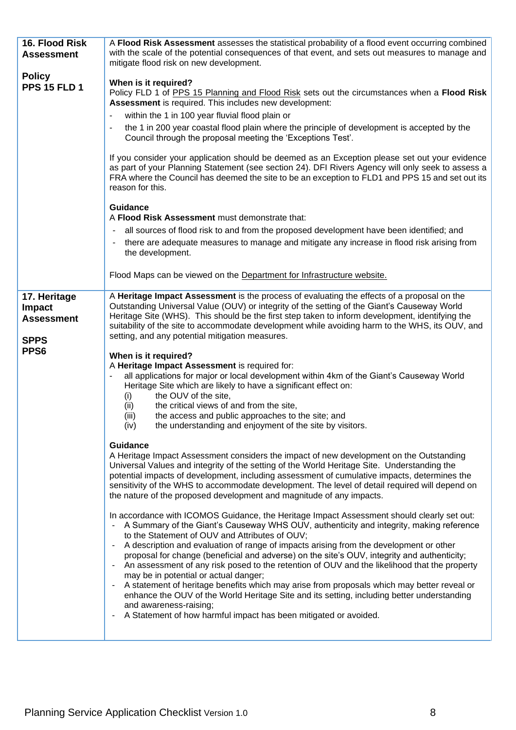| | |
|---|---|
| **16. Flood Risk Assessment**<br><br>**Policy PPS 15 FLD 1** | A **Flood Risk Assessment** assesses the statistical probability of a flood event occurring combined with the scale of the potential consequences of that event, and sets out measures to manage and mitigate flood risk on new development.<br><br>**When is it required?**<br>Policy FLD 1 of PPS 15 Planning and Flood Risk sets out the circumstances when a **Flood Risk Assessment** is required. This includes new development:<br>- within the 1 in 100 year fluvial flood plain or<br>- the 1 in 200 year coastal flood plain where the principle of development is accepted by the Council through the proposal meeting the 'Exceptions Test'.<br><br>If you consider your application should be deemed as an Exception please set out your evidence as part of your Planning Statement (see section 24). DFI Rivers Agency will only seek to assess a FRA where the Council has deemed the site to be an exception to FLD1 and PPS 15 and set out its reason for this.<br><br>**Guidance**<br>A **Flood Risk Assessment** must demonstrate that:<br>- all sources of flood risk to and from the proposed development have been identified; and<br>- there are adequate measures to manage and mitigate any increase in flood risk arising from the development.<br><br>Flood Maps can be viewed on the Department for Infrastructure website. |
| **17. Heritage Impact Assessment**<br><br>**SPPS**<br>**PPS6** | A **Heritage Impact Assessment** is the process of evaluating the effects of a proposal on the Outstanding Universal Value (OUV) or integrity of the setting of the Giant's Causeway World Heritage Site (WHS). This should be the first step taken to inform development, identifying the suitability of the site to accommodate development while avoiding harm to the WHS, its OUV, and setting, and any potential mitigation measures.<br><br>**When is it required?**<br>A **Heritage Impact Assessment** is required for:<br>- all applications for major or local development within 4km of the Giant's Causeway World Heritage Site which are likely to have a significant effect on:<br>(i) the OUV of the site,<br>(ii) the critical views of and from the site,<br>(iii) the access and public approaches to the site; and<br>(iv) the understanding and enjoyment of the site by visitors.<br><br>**Guidance**<br>A Heritage Impact Assessment considers the impact of new development on the Outstanding Universal Values and integrity of the setting of the World Heritage Site. Understanding the potential impacts of development, including assessment of cumulative impacts, determines the sensitivity of the WHS to accommodate development. The level of detail required will depend on the nature of the proposed development and magnitude of any impacts.<br><br>In accordance with ICOMOS Guidance, the Heritage Impact Assessment should clearly set out:<br>- A Summary of the Giant's Causeway WHS OUV, authenticity and integrity, making reference to the Statement of OUV and Attributes of OUV;<br>- A description and evaluation of range of impacts arising from the development or other proposal for change (beneficial and adverse) on the site's OUV, integrity and authenticity;<br>- An assessment of any risk posed to the retention of OUV and the likelihood that the property may be in potential or actual danger;<br>- A statement of heritage benefits which may arise from proposals which may better reveal or enhance the OUV of the World Heritage Site and its setting, including better understanding and awareness-raising;<br>- A Statement of how harmful impact has been mitigated or avoided. |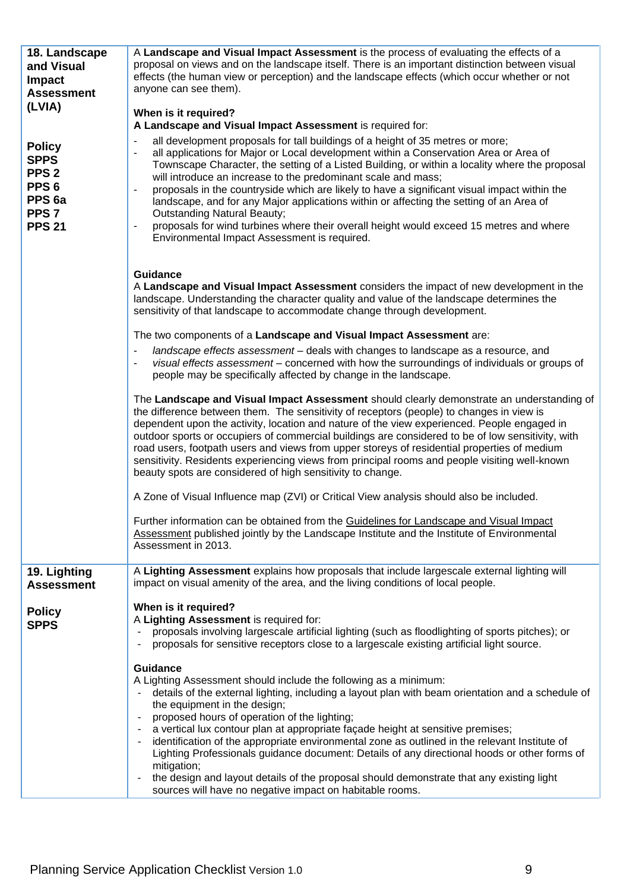| | |
|---|---|
| **18. Landscape and Visual Impact Assessment (LVIA)**<br><br>**Policy**<br>**SPPS**<br>**PPS 2**<br>**PPS 6**<br>**PPS 6a**<br>**PPS 7**<br>**PPS 21** | A **Landscape and Visual Impact Assessment** is the process of evaluating the effects of a proposal on views and on the landscape itself. There is an important distinction between visual effects (the human view or perception) and the landscape effects (which occur whether or not anyone can see them).<br><br>**When is it required?**<br>**A Landscape and Visual Impact Assessment** is required for:<br>- all development proposals for tall buildings of a height of 35 metres or more;<br>- all applications for Major or Local development within a Conservation Area or Area of Townscape Character, the setting of a Listed Building, or within a locality where the proposal will introduce an increase to the predominant scale and mass;<br>- proposals in the countryside which are likely to have a significant visual impact within the landscape, and for any Major applications within or affecting the setting of an Area of Outstanding Natural Beauty;<br>- proposals for wind turbines where their overall height would exceed 15 metres and where Environmental Impact Assessment is required.<br><br>**Guidance**<br>A **Landscape and Visual Impact Assessment** considers the impact of new development in the landscape. Understanding the character quality and value of the landscape determines the sensitivity of that landscape to accommodate change through development.<br><br>The two components of a **Landscape and Visual Impact Assessment** are:<br>- *landscape effects assessment* – deals with changes to landscape as a resource, and<br>- *visual effects assessment* – concerned with how the surroundings of individuals or groups of people may be specifically affected by change in the landscape.<br><br>The **Landscape and Visual Impact Assessment** should clearly demonstrate an understanding of the difference between them. The sensitivity of receptors (people) to changes in view is dependent upon the activity, location and nature of the view experienced. People engaged in outdoor sports or occupiers of commercial buildings are considered to be of low sensitivity, with road users, footpath users and views from upper storeys of residential properties of medium sensitivity. Residents experiencing views from principal rooms and people visiting well-known beauty spots are considered of high sensitivity to change.<br><br>A Zone of Visual Influence map (ZVI) or Critical View analysis should also be included.<br><br>Further information can be obtained from the Guidelines for Landscape and Visual Impact Assessment published jointly by the Landscape Institute and the Institute of Environmental Assessment in 2013. |
| **19. Lighting Assessment**<br><br>**Policy**<br>**SPPS** | A **Lighting Assessment** explains how proposals that include largescale external lighting will impact on visual amenity of the area, and the living conditions of local people.<br><br>**When is it required?**<br>A **Lighting Assessment** is required for:<br>- proposals involving largescale artificial lighting (such as floodlighting of sports pitches); or<br>- proposals for sensitive receptors close to a largescale existing artificial light source.<br><br>**Guidance**<br>A Lighting Assessment should include the following as a minimum:<br>- details of the external lighting, including a layout plan with beam orientation and a schedule of the equipment in the design;<br>- proposed hours of operation of the lighting;<br>- a vertical lux contour plan at appropriate façade height at sensitive premises;<br>- identification of the appropriate environmental zone as outlined in the relevant Institute of Lighting Professionals guidance document: Details of any directional hoods or other forms of mitigation;<br>- the design and layout details of the proposal should demonstrate that any existing light sources will have no negative impact on habitable rooms. |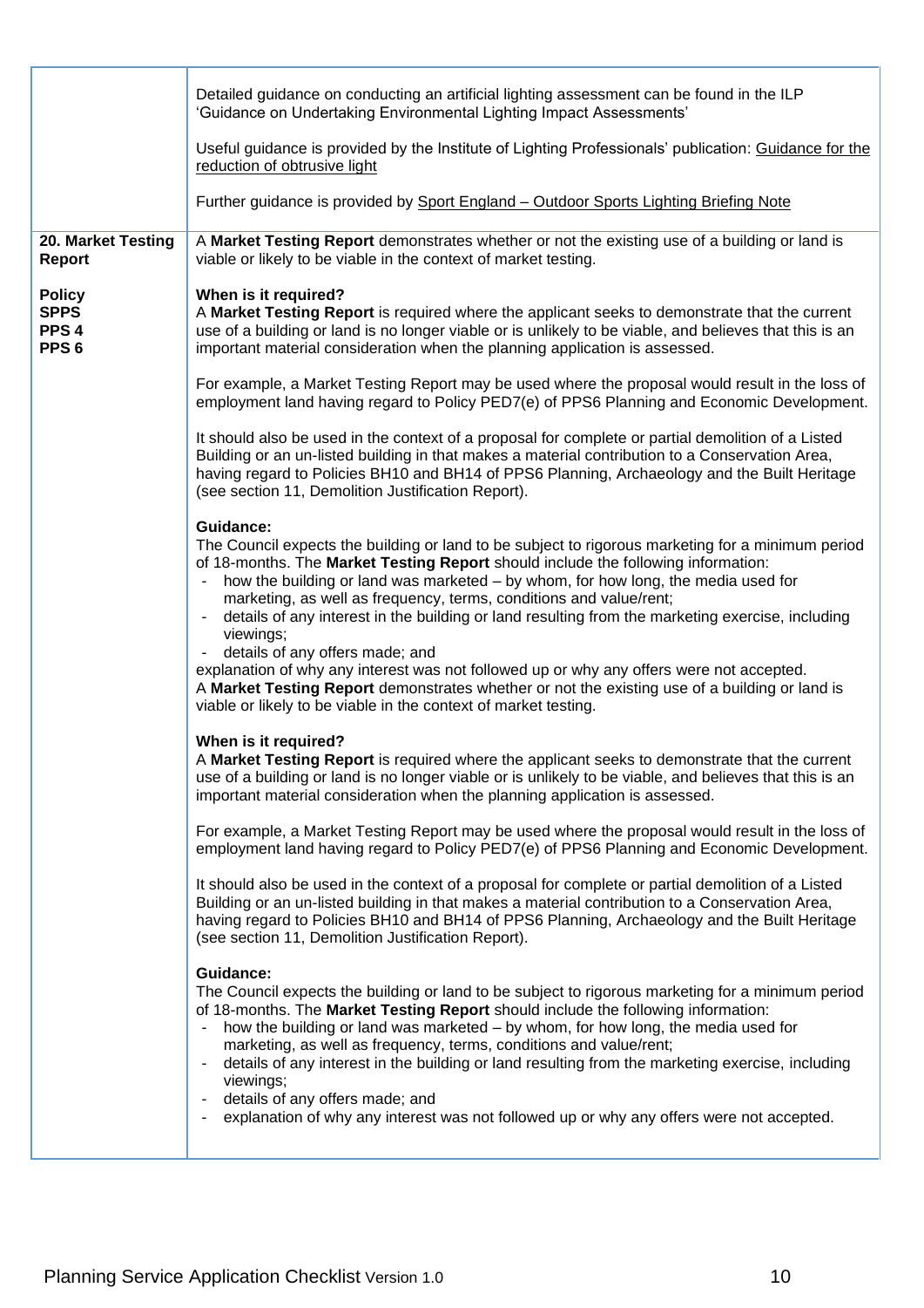| | |
|---|---|
| | Detailed guidance on conducting an artificial lighting assessment can be found in the ILP 'Guidance on Undertaking Environmental Lighting Impact Assessments'<br><br>Useful guidance is provided by the Institute of Lighting Professionals' publication: Guidance for the reduction of obtrusive light<br><br>Further guidance is provided by Sport England – Outdoor Sports Lighting Briefing Note |
| **20. Market Testing Report**<br><br>**Policy**<br>**SPPS**<br>**PPS 4**<br>**PPS 6** | A **Market Testing Report** demonstrates whether or not the existing use of a building or land is viable or likely to be viable in the context of market testing.<br><br>**When is it required?**<br>A **Market Testing Report** is required where the applicant seeks to demonstrate that the current use of a building or land is no longer viable or is unlikely to be viable, and believes that this is an important material consideration when the planning application is assessed.<br><br>For example, a Market Testing Report may be used where the proposal would result in the loss of employment land having regard to Policy PED7(e) of PPS6 Planning and Economic Development.<br><br>It should also be used in the context of a proposal for complete or partial demolition of a Listed Building or an un-listed building in that makes a material contribution to a Conservation Area, having regard to Policies BH10 and BH14 of PPS6 Planning, Archaeology and the Built Heritage (see section 11, Demolition Justification Report).<br><br>**Guidance:**<br>The Council expects the building or land to be subject to rigorous marketing for a minimum period of 18-months. The **Market Testing Report** should include the following information:<br>- how the building or land was marketed – by whom, for how long, the media used for marketing, as well as frequency, terms, conditions and value/rent;<br>- details of any interest in the building or land resulting from the marketing exercise, including viewings;<br>- details of any offers made; and<br>explanation of why any interest was not followed up or why any offers were not accepted.<br>A **Market Testing Report** demonstrates whether or not the existing use of a building or land is viable or likely to be viable in the context of market testing.<br><br>**When is it required?**<br>A **Market Testing Report** is required where the applicant seeks to demonstrate that the current use of a building or land is no longer viable or is unlikely to be viable, and believes that this is an important material consideration when the planning application is assessed.<br><br>For example, a Market Testing Report may be used where the proposal would result in the loss of employment land having regard to Policy PED7(e) of PPS6 Planning and Economic Development.<br><br>It should also be used in the context of a proposal for complete or partial demolition of a Listed Building or an un-listed building in that makes a material contribution to a Conservation Area, having regard to Policies BH10 and BH14 of PPS6 Planning, Archaeology and the Built Heritage (see section 11, Demolition Justification Report).<br><br>**Guidance:**<br>The Council expects the building or land to be subject to rigorous marketing for a minimum period of 18-months. The **Market Testing Report** should include the following information:<br>- how the building or land was marketed – by whom, for how long, the media used for marketing, as well as frequency, terms, conditions and value/rent;<br>- details of any interest in the building or land resulting from the marketing exercise, including viewings;<br>- details of any offers made; and<br>- explanation of why any interest was not followed up or why any offers were not accepted. |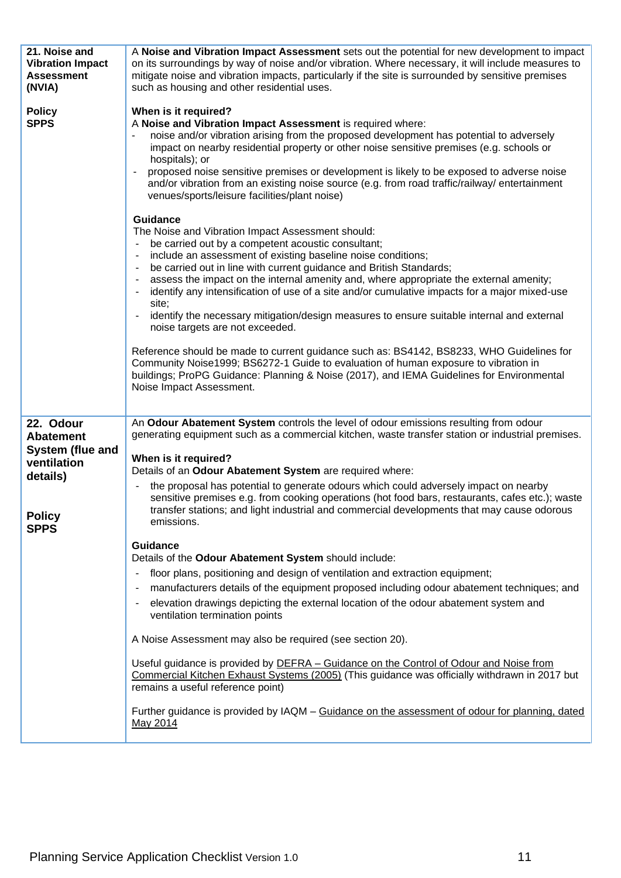| | |
|---|---|
| **21. Noise and Vibration Impact Assessment (NVIA)**<br><br>**Policy**<br>**SPPS** | A **Noise and Vibration Impact Assessment** sets out the potential for new development to impact on its surroundings by way of noise and/or vibration. Where necessary, it will include measures to mitigate noise and vibration impacts, particularly if the site is surrounded by sensitive premises such as housing and other residential uses.<br><br>**When is it required?**<br>A **Noise and Vibration Impact Assessment** is required where:<br>- noise and/or vibration arising from the proposed development has potential to adversely impact on nearby residential property or other noise sensitive premises (e.g. schools or hospitals); or<br>- proposed noise sensitive premises or development is likely to be exposed to adverse noise and/or vibration from an existing noise source (e.g. from road traffic/railway/ entertainment venues/sports/leisure facilities/plant noise)<br><br>**Guidance**<br>The Noise and Vibration Impact Assessment should:<br>- be carried out by a competent acoustic consultant;<br>- include an assessment of existing baseline noise conditions;<br>- be carried out in line with current guidance and British Standards;<br>- assess the impact on the internal amenity and, where appropriate the external amenity;<br>- identify any intensification of use of a site and/or cumulative impacts for a major mixed-use site;<br>- identify the necessary mitigation/design measures to ensure suitable internal and external noise targets are not exceeded.<br><br>Reference should be made to current guidance such as: BS4142, BS8233, WHO Guidelines for Community Noise1999; BS6272-1 Guide to evaluation of human exposure to vibration in buildings; ProPG Guidance: Planning & Noise (2017), and IEMA Guidelines for Environmental Noise Impact Assessment. |
| **22. Odour Abatement System (flue and ventilation details)**<br><br>**Policy**<br>**SPPS** | An **Odour Abatement System** controls the level of odour emissions resulting from odour generating equipment such as a commercial kitchen, waste transfer station or industrial premises.<br><br>**When is it required?**<br>Details of an **Odour Abatement System** are required where:<br>- the proposal has potential to generate odours which could adversely impact on nearby sensitive premises e.g. from cooking operations (hot food bars, restaurants, cafes etc.); waste transfer stations; and light industrial and commercial developments that may cause odorous emissions.<br><br>**Guidance**<br>Details of the **Odour Abatement System** should include:<br>- floor plans, positioning and design of ventilation and extraction equipment;<br>- manufacturers details of the equipment proposed including odour abatement techniques; and<br>- elevation drawings depicting the external location of the odour abatement system and ventilation termination points<br><br>A Noise Assessment may also be required (see section 20).<br><br>Useful guidance is provided by DEFRA – Guidance on the Control of Odour and Noise from Commercial Kitchen Exhaust Systems (2005) (This guidance was officially withdrawn in 2017 but remains a useful reference point)<br><br>Further guidance is provided by IAQM – Guidance on the assessment of odour for planning, dated May 2014 |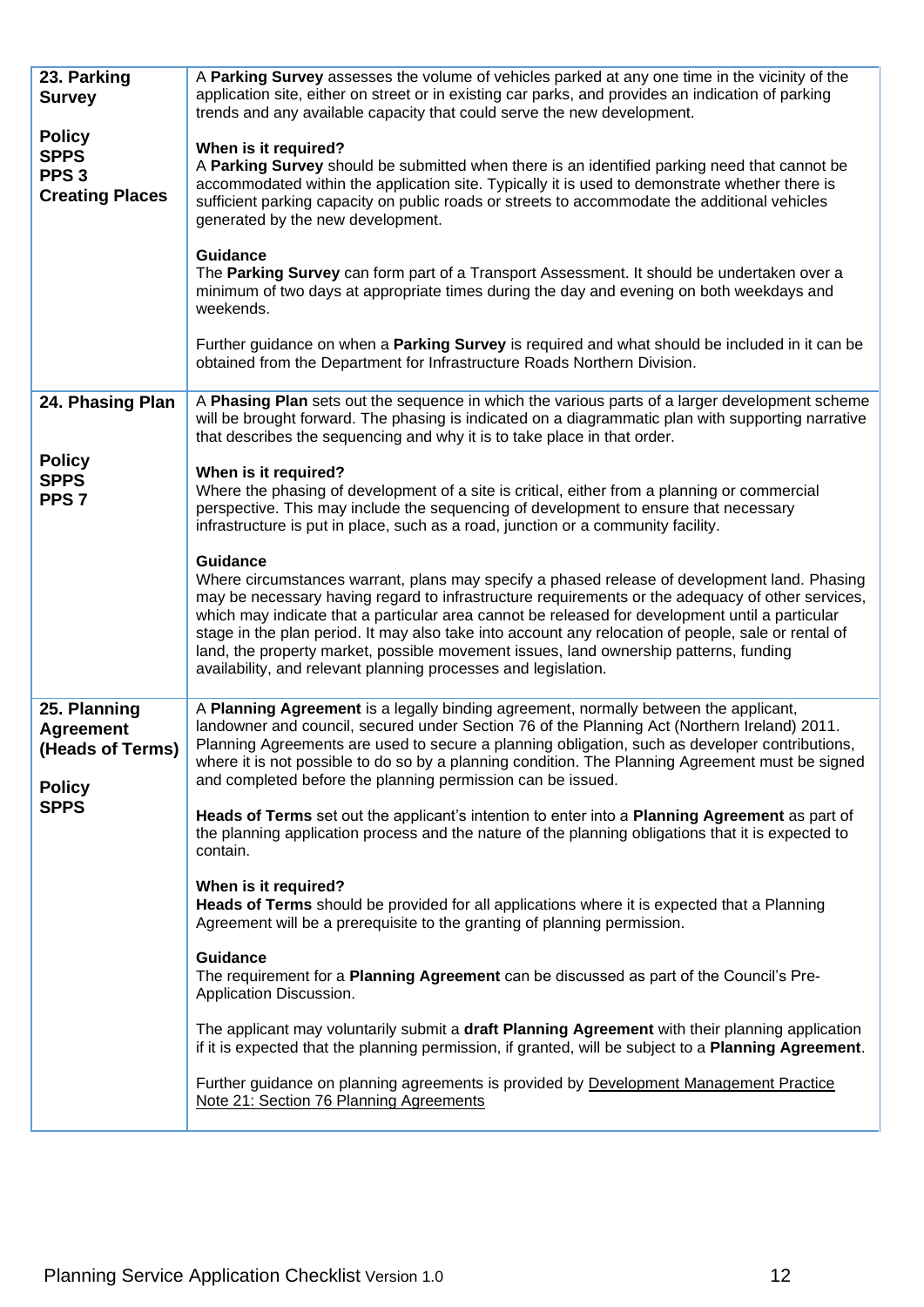| | |
|---|---|
| **23. Parking Survey**<br><br>**Policy**<br>**SPPS**<br>**PPS 3**<br>**Creating Places** | A **Parking Survey** assesses the volume of vehicles parked at any one time in the vicinity of the application site, either on street or in existing car parks, and provides an indication of parking trends and any available capacity that could serve the new development.<br><br>**When is it required?**<br>A **Parking Survey** should be submitted when there is an identified parking need that cannot be accommodated within the application site. Typically it is used to demonstrate whether there is sufficient parking capacity on public roads or streets to accommodate the additional vehicles generated by the new development.<br><br>**Guidance**<br>The **Parking Survey** can form part of a Transport Assessment. It should be undertaken over a minimum of two days at appropriate times during the day and evening on both weekdays and weekends.<br><br>Further guidance on when a **Parking Survey** is required and what should be included in it can be obtained from the Department for Infrastructure Roads Northern Division. |
| **24. Phasing Plan**<br><br>**Policy**<br>**SPPS**<br>**PPS 7** | A **Phasing Plan** sets out the sequence in which the various parts of a larger development scheme will be brought forward. The phasing is indicated on a diagrammatic plan with supporting narrative that describes the sequencing and why it is to take place in that order.<br><br>**When is it required?**<br>Where the phasing of development of a site is critical, either from a planning or commercial perspective. This may include the sequencing of development to ensure that necessary infrastructure is put in place, such as a road, junction or a community facility.<br><br>**Guidance**<br>Where circumstances warrant, plans may specify a phased release of development land. Phasing may be necessary having regard to infrastructure requirements or the adequacy of other services, which may indicate that a particular area cannot be released for development until a particular stage in the plan period. It may also take into account any relocation of people, sale or rental of land, the property market, possible movement issues, land ownership patterns, funding availability, and relevant planning processes and legislation. |
| **25. Planning Agreement (Heads of Terms)**<br><br>**Policy**<br>**SPPS** | A **Planning Agreement** is a legally binding agreement, normally between the applicant, landowner and council, secured under Section 76 of the Planning Act (Northern Ireland) 2011. Planning Agreements are used to secure a planning obligation, such as developer contributions, where it is not possible to do so by a planning condition. The Planning Agreement must be signed and completed before the planning permission can be issued.<br><br>**Heads of Terms** set out the applicant's intention to enter into a **Planning Agreement** as part of the planning application process and the nature of the planning obligations that it is expected to contain.<br><br>**When is it required?**<br>**Heads of Terms** should be provided for all applications where it is expected that a Planning Agreement will be a prerequisite to the granting of planning permission.<br><br>**Guidance**<br>The requirement for a **Planning Agreement** can be discussed as part of the Council's Pre-Application Discussion.<br><br>The applicant may voluntarily submit a **draft Planning Agreement** with their planning application if it is expected that the planning permission, if granted, will be subject to a **Planning Agreement**.<br><br>Further guidance on planning agreements is provided by Development Management Practice Note 21: Section 76 Planning Agreements |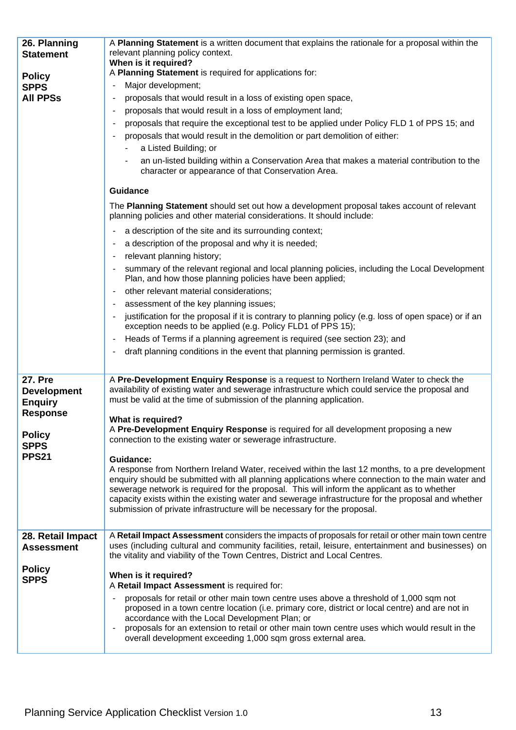| | |
|---|---|
| **26. Planning Statement**<br><br>**Policy**<br>**SPPS**<br>**All PPSs** | A **Planning Statement** is a written document that explains the rationale for a proposal within the relevant planning policy context.<br>**When is it required?**<br>A **Planning Statement** is required for applications for:<br>- Major development;<br>- proposals that would result in a loss of existing open space,<br>- proposals that would result in a loss of employment land;<br>- proposals that require the exceptional test to be applied under Policy FLD 1 of PPS 15; and<br>- proposals that would result in the demolition or part demolition of either:<br>&nbsp;&nbsp;&nbsp;&nbsp;- a Listed Building; or<br>&nbsp;&nbsp;&nbsp;&nbsp;- an un-listed building within a Conservation Area that makes a material contribution to the character or appearance of that Conservation Area.<br><br>**Guidance**<br><br>The **Planning Statement** should set out how a development proposal takes account of relevant planning policies and other material considerations. It should include:<br>- a description of the site and its surrounding context;<br>- a description of the proposal and why it is needed;<br>- relevant planning history;<br>- summary of the relevant regional and local planning policies, including the Local Development Plan, and how those planning policies have been applied;<br>- other relevant material considerations;<br>- assessment of the key planning issues;<br>- justification for the proposal if it is contrary to planning policy (e.g. loss of open space) or if an exception needs to be applied (e.g. Policy FLD1 of PPS 15);<br>- Heads of Terms if a planning agreement is required (see section 23); and<br>- draft planning conditions in the event that planning permission is granted. |
| **27. Pre Development Enquiry Response**<br><br>**Policy**<br>**SPPS**<br>**PPS21** | A **Pre-Development Enquiry Response** is a request to Northern Ireland Water to check the availability of existing water and sewerage infrastructure which could service the proposal and must be valid at the time of submission of the planning application.<br><br>**What is required?**<br>A **Pre-Development Enquiry Response** is required for all development proposing a new connection to the existing water or sewerage infrastructure.<br><br>**Guidance:**<br>A response from Northern Ireland Water, received within the last 12 months, to a pre development enquiry should be submitted with all planning applications where connection to the main water and sewerage network is required for the proposal. This will inform the applicant as to whether capacity exists within the existing water and sewerage infrastructure for the proposal and whether submission of private infrastructure will be necessary for the proposal. |
| **28. Retail Impact Assessment**<br><br>**Policy**<br>**SPPS** | A **Retail Impact Assessment** considers the impacts of proposals for retail or other main town centre uses (including cultural and community facilities, retail, leisure, entertainment and businesses) on the vitality and viability of the Town Centres, District and Local Centres.<br><br>**When is it required?**<br>A **Retail Impact Assessment** is required for:<br>- proposals for retail or other main town centre uses above a threshold of 1,000 sqm not proposed in a town centre location (i.e. primary core, district or local centre) and are not in accordance with the Local Development Plan; or<br>- proposals for an extension to retail or other main town centre uses which would result in the overall development exceeding 1,000 sqm gross external area. |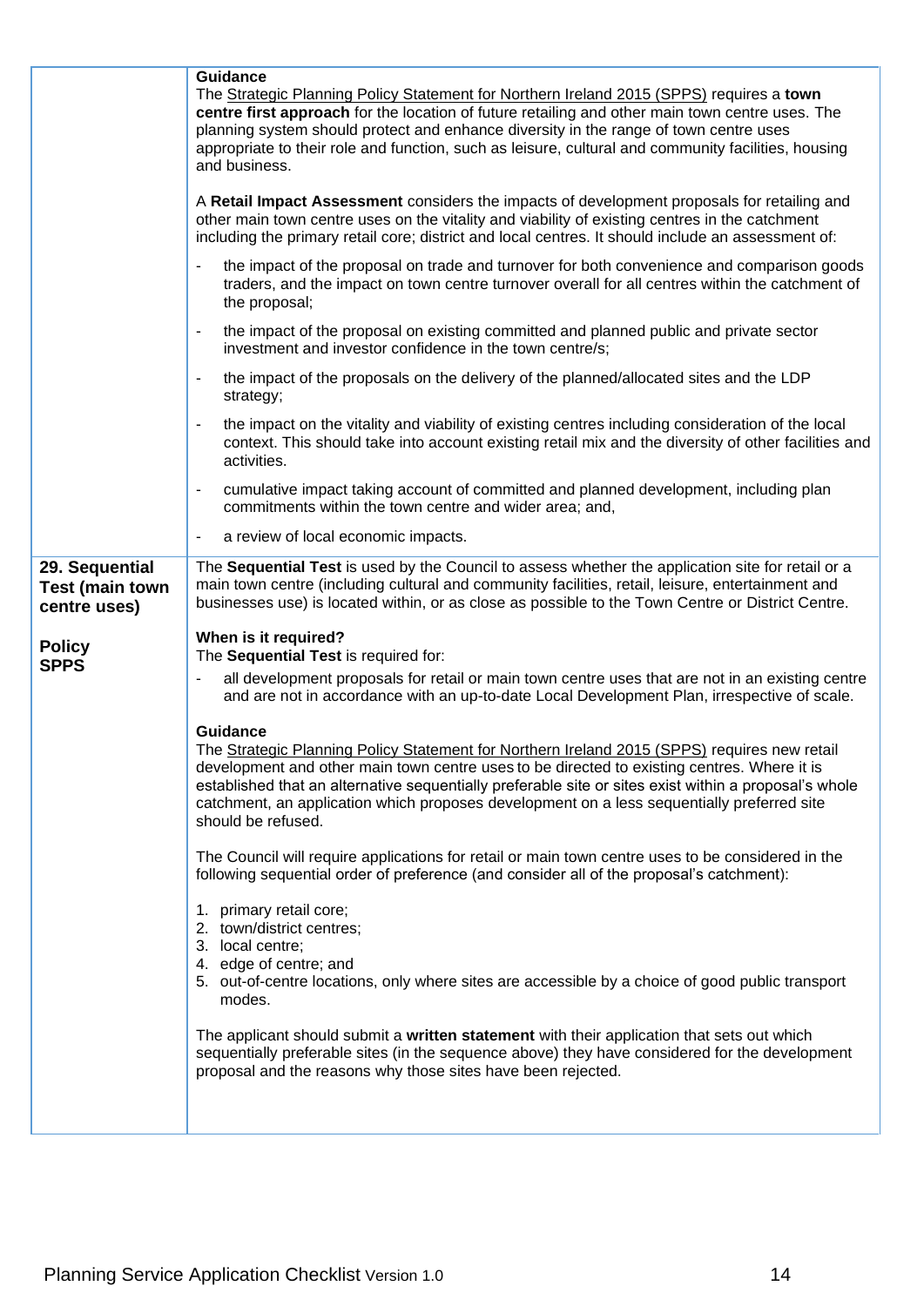| | |
|---|---|
| | **Guidance**<br>The Strategic Planning Policy Statement for Northern Ireland 2015 (SPPS) requires a **town centre first approach** for the location of future retailing and other main town centre uses. The planning system should protect and enhance diversity in the range of town centre uses appropriate to their role and function, such as leisure, cultural and community facilities, housing and business.<br><br>A **Retail Impact Assessment** considers the impacts of development proposals for retailing and other main town centre uses on the vitality and viability of existing centres in the catchment including the primary retail core; district and local centres. It should include an assessment of:<br><br>- the impact of the proposal on trade and turnover for both convenience and comparison goods traders, and the impact on town centre turnover overall for all centres within the catchment of the proposal;<br>- the impact of the proposal on existing committed and planned public and private sector investment and investor confidence in the town centre/s;<br>- the impact of the proposals on the delivery of the planned/allocated sites and the LDP strategy;<br>- the impact on the vitality and viability of existing centres including consideration of the local context. This should take into account existing retail mix and the diversity of other facilities and activities.<br>- cumulative impact taking account of committed and planned development, including plan commitments within the town centre and wider area; and,<br>- a review of local economic impacts. |
| **29. Sequential Test (main town centre uses)**<br><br>**Policy SPPS** | The **Sequential Test** is used by the Council to assess whether the application site for retail or a main town centre (including cultural and community facilities, retail, leisure, entertainment and businesses use) is located within, or as close as possible to the Town Centre or District Centre.<br><br>**When is it required?**<br>The **Sequential Test** is required for:<br><br>- all development proposals for retail or main town centre uses that are not in an existing centre and are not in accordance with an up-to-date Local Development Plan, irrespective of scale.<br><br>**Guidance**<br>The Strategic Planning Policy Statement for Northern Ireland 2015 (SPPS) requires new retail development and other main town centre uses to be directed to existing centres. Where it is established that an alternative sequentially preferable site or sites exist within a proposal's whole catchment, an application which proposes development on a less sequentially preferred site should be refused.<br><br>The Council will require applications for retail or main town centre uses to be considered in the following sequential order of preference (and consider all of the proposal's catchment):<br><br>1. primary retail core;<br>2. town/district centres;<br>3. local centre;<br>4. edge of centre; and<br>5. out-of-centre locations, only where sites are accessible by a choice of good public transport modes.<br><br>The applicant should submit a **written statement** with their application that sets out which sequentially preferable sites (in the sequence above) they have considered for the development proposal and the reasons why those sites have been rejected. |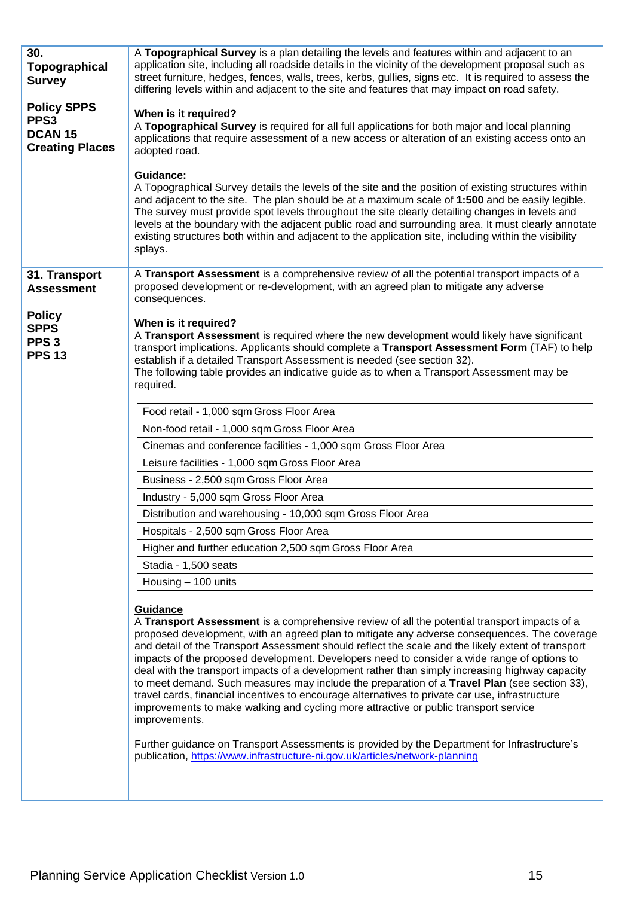## 30. Topographical Survey

**Policy SPPS PPS3 DCAN 15 Creating Places**

A **Topographical Survey** is a plan detailing the levels and features within and adjacent to an application site, including all roadside details in the vicinity of the development proposal such as street furniture, hedges, fences, walls, trees, kerbs, gullies, signs etc. It is required to assess the differing levels within and adjacent to the site and features that may impact on road safety.

**When is it required?**

A **Topographical Survey** is required for all full applications for both major and local planning applications that require assessment of a new access or alteration of an existing access onto an adopted road.

**Guidance:**

A Topographical Survey details the levels of the site and the position of existing structures within and adjacent to the site. The plan should be at a maximum scale of **1:500** and be easily legible. The survey must provide spot levels throughout the site clearly detailing changes in levels and levels at the boundary with the adjacent public road and surrounding area. It must clearly annotate existing structures both within and adjacent to the application site, including within the visibility splays.

## 31. Transport Assessment

**Policy SPPS PPS 3 PPS 13**

A **Transport Assessment** is a comprehensive review of all the potential transport impacts of a proposed development or re-development, with an agreed plan to mitigate any adverse consequences.

**When is it required?**

A **Transport Assessment** is required where the new development would likely have significant transport implications. Applicants should complete a **Transport Assessment Form** (TAF) to help establish if a detailed Transport Assessment is needed (see section 32).
The following table provides an indicative guide as to when a Transport Assessment may be required.

| |
|---|
| Food retail - 1,000 sqm Gross Floor Area |
| Non-food retail - 1,000 sqm Gross Floor Area |
| Cinemas and conference facilities - 1,000 sqm Gross Floor Area |
| Leisure facilities - 1,000 sqm Gross Floor Area |
| Business - 2,500 sqm Gross Floor Area |
| Industry - 5,000 sqm Gross Floor Area |
| Distribution and warehousing - 10,000 sqm Gross Floor Area |
| Hospitals - 2,500 sqm Gross Floor Area |
| Higher and further education 2,500 sqm Gross Floor Area |
| Stadia - 1,500 seats |
| Housing – 100 units |

**Guidance**

A **Transport Assessment** is a comprehensive review of all the potential transport impacts of a proposed development, with an agreed plan to mitigate any adverse consequences. The coverage and detail of the Transport Assessment should reflect the scale and the likely extent of transport impacts of the proposed development. Developers need to consider a wide range of options to deal with the transport impacts of a development rather than simply increasing highway capacity to meet demand. Such measures may include the preparation of a **Travel Plan** (see section 33), travel cards, financial incentives to encourage alternatives to private car use, infrastructure improvements to make walking and cycling more attractive or public transport service improvements.

Further guidance on Transport Assessments is provided by the Department for Infrastructure's publication, https://www.infrastructure-ni.gov.uk/articles/network-planning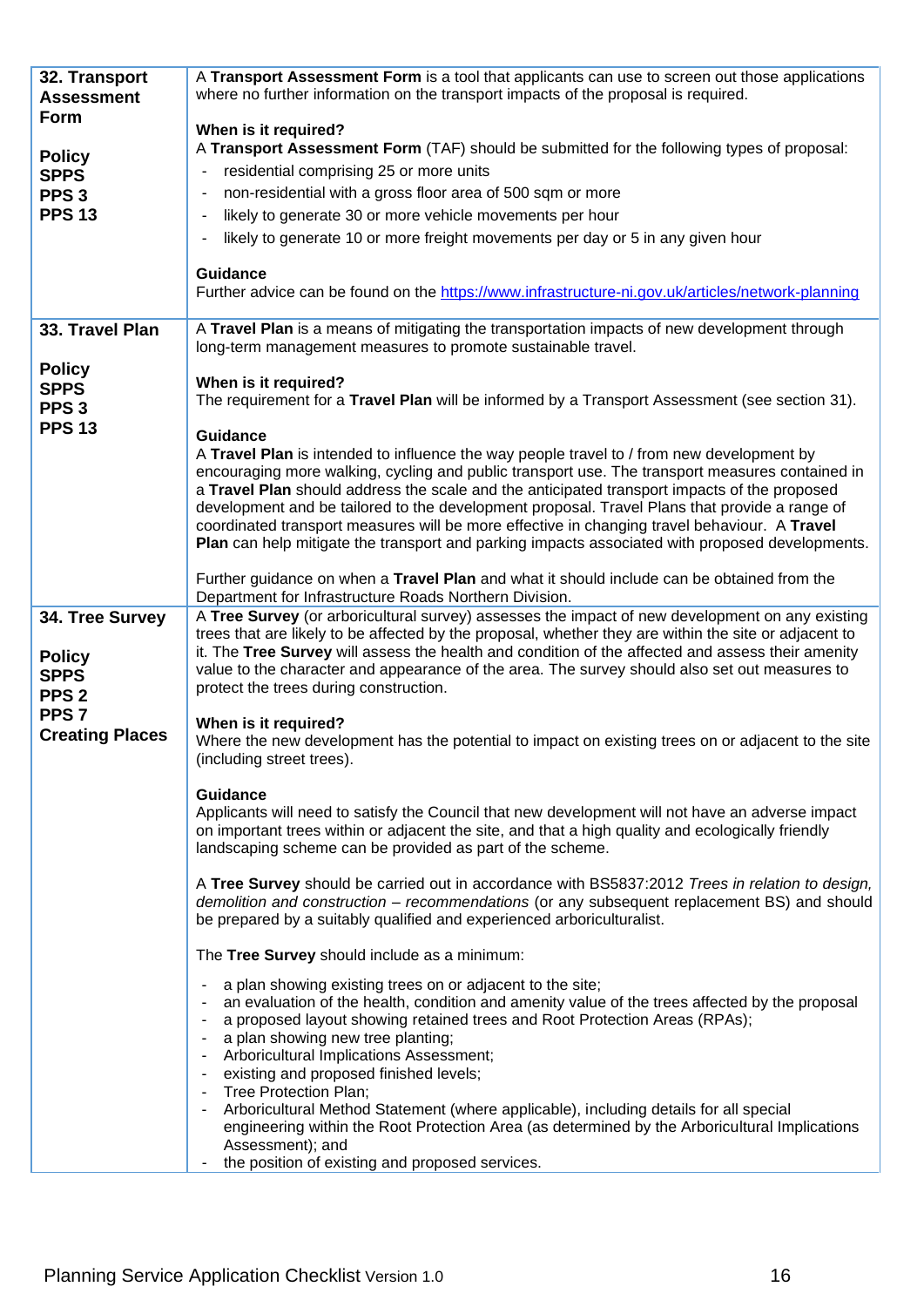| | |
|---|---|
| **32. Transport Assessment Form**<br><br>**Policy**<br>**SPPS**<br>**PPS 3**<br>**PPS 13** | A **Transport Assessment Form** is a tool that applicants can use to screen out those applications where no further information on the transport impacts of the proposal is required.<br><br>**When is it required?**<br>A **Transport Assessment Form** (TAF) should be submitted for the following types of proposal:<br>- residential comprising 25 or more units<br>- non-residential with a gross floor area of 500 sqm or more<br>- likely to generate 30 or more vehicle movements per hour<br>- likely to generate 10 or more freight movements per day or 5 in any given hour<br><br>**Guidance**<br>Further advice can be found on the [https://www.infrastructure-ni.gov.uk/articles/network-planning](https://www.infrastructure-ni.gov.uk/articles/network-planning) |
| **33. Travel Plan**<br><br>**Policy**<br>**SPPS**<br>**PPS 3**<br>**PPS 13** | A **Travel Plan** is a means of mitigating the transportation impacts of new development through long-term management measures to promote sustainable travel.<br><br>**When is it required?**<br>The requirement for a **Travel Plan** will be informed by a Transport Assessment (see section 31).<br><br>**Guidance**<br>A **Travel Plan** is intended to influence the way people travel to / from new development by encouraging more walking, cycling and public transport use. The transport measures contained in a **Travel Plan** should address the scale and the anticipated transport impacts of the proposed development and be tailored to the development proposal. Travel Plans that provide a range of coordinated transport measures will be more effective in changing travel behaviour. A **Travel Plan** can help mitigate the transport and parking impacts associated with proposed developments.<br><br>Further guidance on when a **Travel Plan** and what it should include can be obtained from the Department for Infrastructure Roads Northern Division. |
| **34. Tree Survey**<br><br>**Policy**<br>**SPPS**<br>**PPS 2**<br>**PPS 7**<br>**Creating Places** | A **Tree Survey** (or arboricultural survey) assesses the impact of new development on any existing trees that are likely to be affected by the proposal, whether they are within the site or adjacent to it. The **Tree Survey** will assess the health and condition of the affected and assess their amenity value to the character and appearance of the area. The survey should also set out measures to protect the trees during construction.<br><br>**When is it required?**<br>Where the new development has the potential to impact on existing trees on or adjacent to the site (including street trees).<br><br>**Guidance**<br>Applicants will need to satisfy the Council that new development will not have an adverse impact on important trees within or adjacent the site, and that a high quality and ecologically friendly landscaping scheme can be provided as part of the scheme.<br><br>A **Tree Survey** should be carried out in accordance with BS5837:2012 *Trees in relation to design, demolition and construction – recommendations* (or any subsequent replacement BS) and should be prepared by a suitably qualified and experienced arboriculturalist.<br><br>The **Tree Survey** should include as a minimum:<br>- a plan showing existing trees on or adjacent to the site;<br>- an evaluation of the health, condition and amenity value of the trees affected by the proposal<br>- a proposed layout showing retained trees and Root Protection Areas (RPAs);<br>- a plan showing new tree planting;<br>- Arboricultural Implications Assessment;<br>- existing and proposed finished levels;<br>- Tree Protection Plan;<br>- Arboricultural Method Statement (where applicable), including details for all special engineering within the Root Protection Area (as determined by the Arboricultural Implications Assessment); and<br>- the position of existing and proposed services. |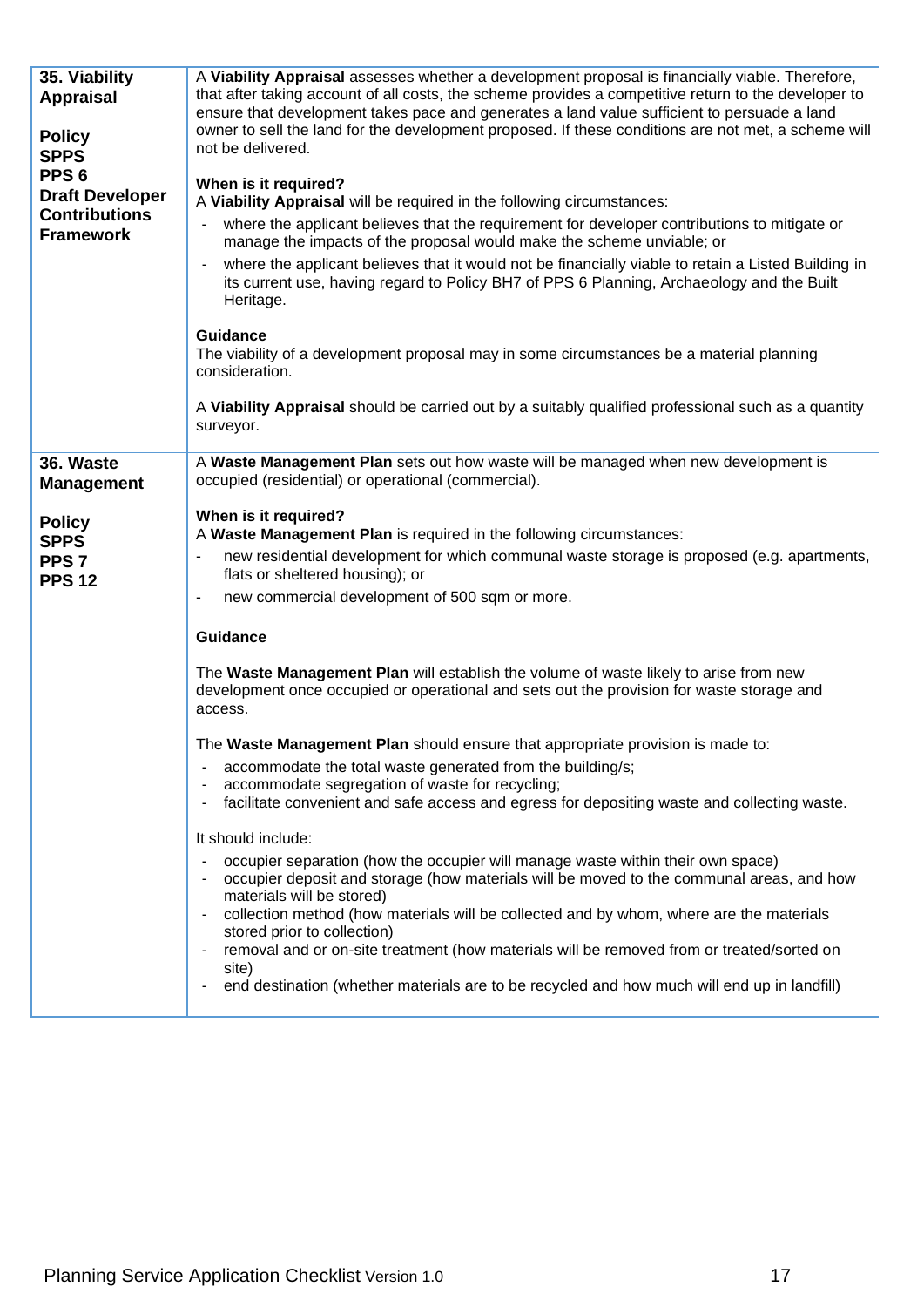| | |
|---|---|
| **35. Viability Appraisal**<br><br>**Policy**<br>**SPPS**<br>**PPS 6**<br>**Draft Developer Contributions Framework** | A **Viability Appraisal** assesses whether a development proposal is financially viable. Therefore, that after taking account of all costs, the scheme provides a competitive return to the developer to ensure that development takes pace and generates a land value sufficient to persuade a land owner to sell the land for the development proposed. If these conditions are not met, a scheme will not be delivered.<br><br>**When is it required?**<br>A **Viability Appraisal** will be required in the following circumstances:<br>- where the applicant believes that the requirement for developer contributions to mitigate or manage the impacts of the proposal would make the scheme unviable; or<br>- where the applicant believes that it would not be financially viable to retain a Listed Building in its current use, having regard to Policy BH7 of PPS 6 Planning, Archaeology and the Built Heritage.<br><br>**Guidance**<br>The viability of a development proposal may in some circumstances be a material planning consideration.<br><br>A **Viability Appraisal** should be carried out by a suitably qualified professional such as a quantity surveyor. |
| **36. Waste Management**<br><br>**Policy**<br>**SPPS**<br>**PPS 7**<br>**PPS 12** | A **Waste Management Plan** sets out how waste will be managed when new development is occupied (residential) or operational (commercial).<br><br>**When is it required?**<br>A **Waste Management Plan** is required in the following circumstances:<br>- new residential development for which communal waste storage is proposed (e.g. apartments, flats or sheltered housing); or<br>- new commercial development of 500 sqm or more.<br><br>**Guidance**<br><br>The **Waste Management Plan** will establish the volume of waste likely to arise from new development once occupied or operational and sets out the provision for waste storage and access.<br><br>The **Waste Management Plan** should ensure that appropriate provision is made to:<br>- accommodate the total waste generated from the building/s;<br>- accommodate segregation of waste for recycling;<br>- facilitate convenient and safe access and egress for depositing waste and collecting waste.<br><br>It should include:<br>- occupier separation (how the occupier will manage waste within their own space)<br>- occupier deposit and storage (how materials will be moved to the communal areas, and how materials will be stored)<br>- collection method (how materials will be collected and by whom, where are the materials stored prior to collection)<br>- removal and or on-site treatment (how materials will be removed from or treated/sorted on site)<br>- end destination (whether materials are to be recycled and how much will end up in landfill) |